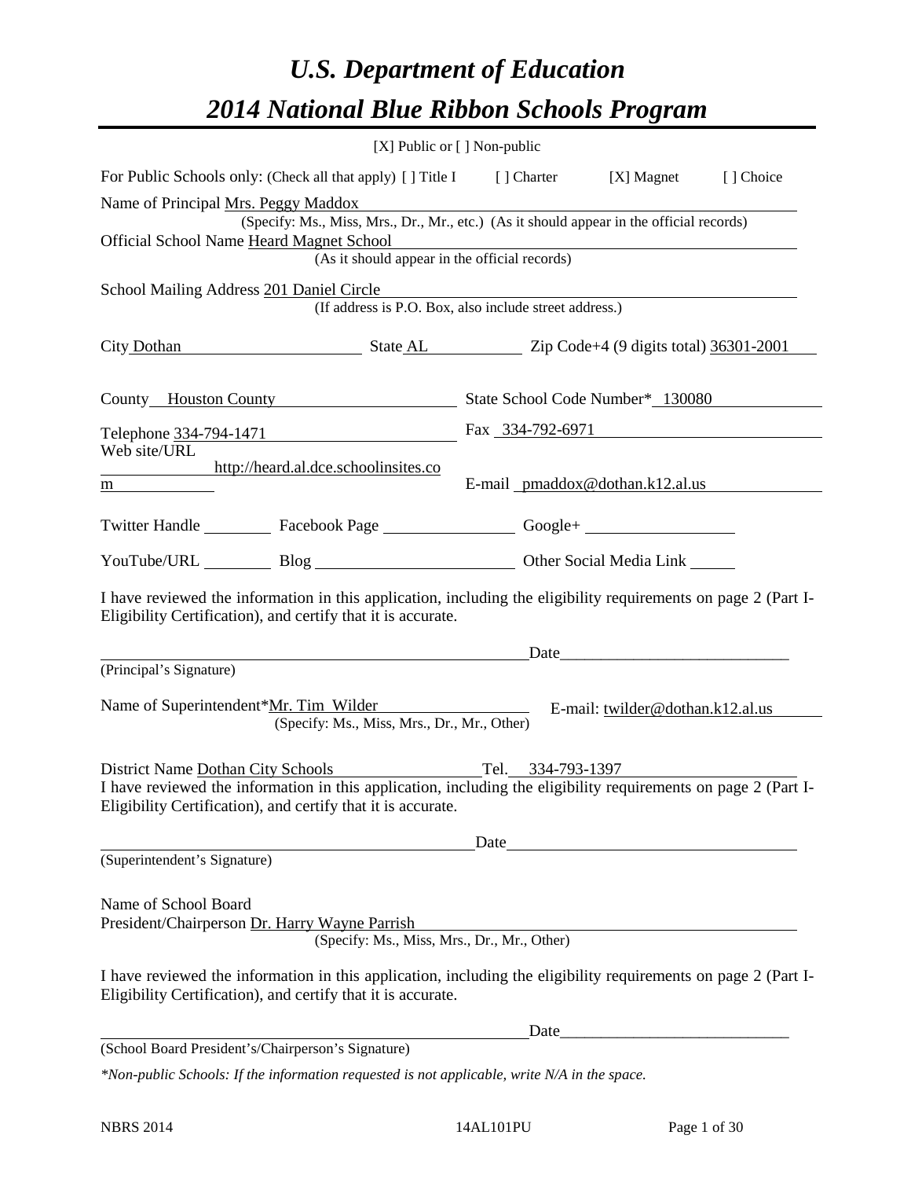# *U.S. Department of Education*

# *2014 National Blue Ribbon Schools Program*

[X] Public or [ ] Non-public

For Public Schools only: (Check all that apply) [ ] Title I [ ] Charter [X] Magnet [ ] Choice

Name of Principal Mrs. Peggy Maddox
(Specify: Ms., Miss, Mrs., Dr., Mr., etc.) (As it should appear in the official records)

Official School Name Heard Magnet School
(As it should appear in the official records)

School Mailing Address 201 Daniel Circle
(If address is P.O. Box, also include street address.)

City Dothan State AL Zip Code+4 (9 digits total) 36301-2001

County Houston County State School Code Number* 130080

Telephone 334-794-1471 Fax 334-792-6971

Web site/URL http://heard.al.dce.schoolinsites.com E-mail pmaddox@dothan.k12.al.us

Twitter Handle ________ Facebook Page ________ Google+ ________

YouTube/URL ________ Blog ________ Other Social Media Link ________

I have reviewed the information in this application, including the eligibility requirements on page 2 (Part I-Eligibility Certification), and certify that it is accurate.

_________________________________ Date_____________________________
(Principal's Signature)

Name of Superintendent*Mr. Tim Wilder E-mail: twilder@dothan.k12.al.us
(Specify: Ms., Miss, Mrs., Dr., Mr., Other)

District Name Dothan City Schools Tel. 334-793-1397

I have reviewed the information in this application, including the eligibility requirements on page 2 (Part I-Eligibility Certification), and certify that it is accurate.

_________________________________ Date_____________________________
(Superintendent's Signature)

Name of School Board
President/Chairperson Dr. Harry Wayne Parrish
(Specify: Ms., Miss, Mrs., Dr., Mr., Other)

I have reviewed the information in this application, including the eligibility requirements on page 2 (Part I-Eligibility Certification), and certify that it is accurate.

_________________________________ Date_____________________________
(School Board President's/Chairperson's Signature)

*\*Non-public Schools: If the information requested is not applicable, write N/A in the space.*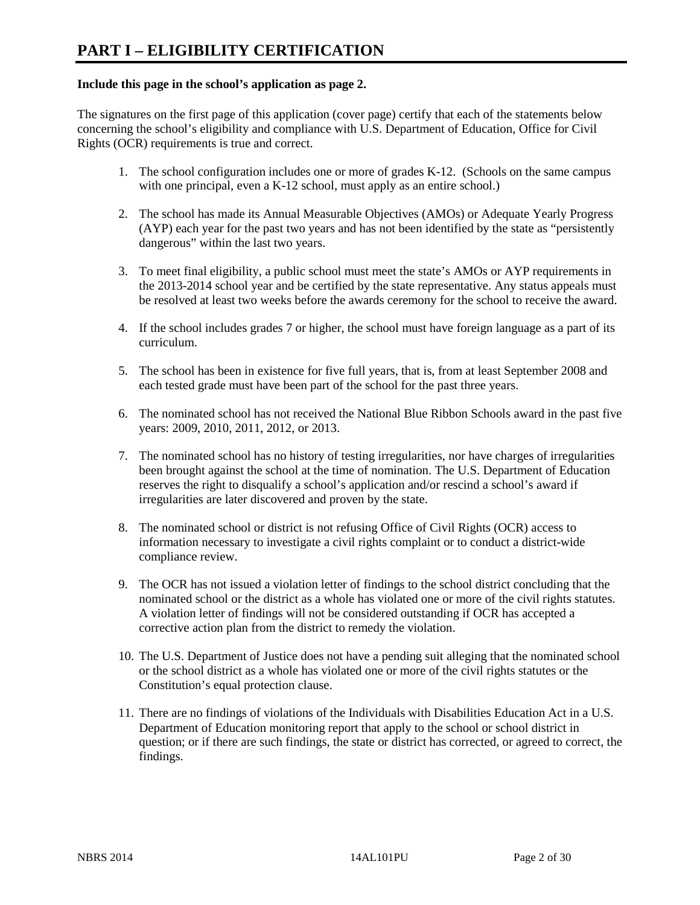# PART I – ELIGIBILITY CERTIFICATION

**Include this page in the school's application as page 2.**

The signatures on the first page of this application (cover page) certify that each of the statements below concerning the school's eligibility and compliance with U.S. Department of Education, Office for Civil Rights (OCR) requirements is true and correct.

1. The school configuration includes one or more of grades K-12. (Schools on the same campus with one principal, even a K-12 school, must apply as an entire school.)

2. The school has made its Annual Measurable Objectives (AMOs) or Adequate Yearly Progress (AYP) each year for the past two years and has not been identified by the state as "persistently dangerous" within the last two years.

3. To meet final eligibility, a public school must meet the state's AMOs or AYP requirements in the 2013-2014 school year and be certified by the state representative. Any status appeals must be resolved at least two weeks before the awards ceremony for the school to receive the award.

4. If the school includes grades 7 or higher, the school must have foreign language as a part of its curriculum.

5. The school has been in existence for five full years, that is, from at least September 2008 and each tested grade must have been part of the school for the past three years.

6. The nominated school has not received the National Blue Ribbon Schools award in the past five years: 2009, 2010, 2011, 2012, or 2013.

7. The nominated school has no history of testing irregularities, nor have charges of irregularities been brought against the school at the time of nomination. The U.S. Department of Education reserves the right to disqualify a school's application and/or rescind a school's award if irregularities are later discovered and proven by the state.

8. The nominated school or district is not refusing Office of Civil Rights (OCR) access to information necessary to investigate a civil rights complaint or to conduct a district-wide compliance review.

9. The OCR has not issued a violation letter of findings to the school district concluding that the nominated school or the district as a whole has violated one or more of the civil rights statutes. A violation letter of findings will not be considered outstanding if OCR has accepted a corrective action plan from the district to remedy the violation.

10. The U.S. Department of Justice does not have a pending suit alleging that the nominated school or the school district as a whole has violated one or more of the civil rights statutes or the Constitution's equal protection clause.

11. There are no findings of violations of the Individuals with Disabilities Education Act in a U.S. Department of Education monitoring report that apply to the school or school district in question; or if there are such findings, the state or district has corrected, or agreed to correct, the findings.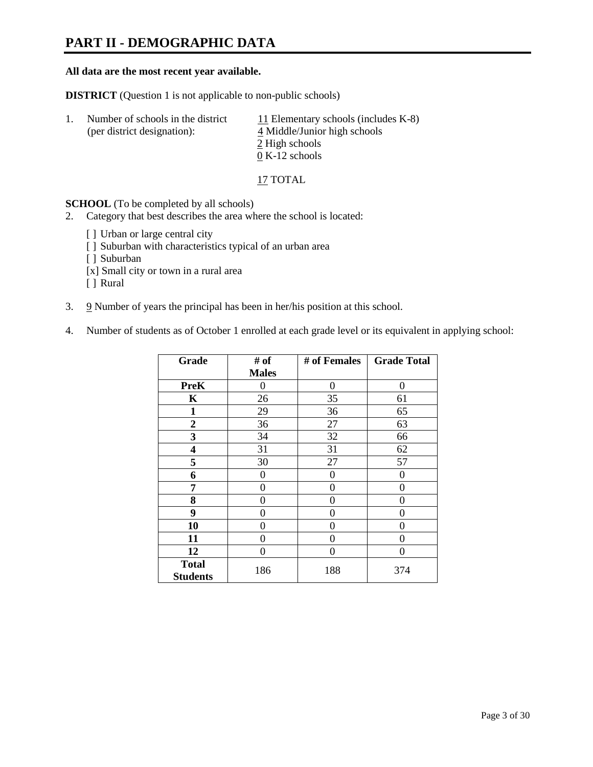# PART II - DEMOGRAPHIC DATA

**All data are the most recent year available.**

**DISTRICT** (Question 1 is not applicable to non-public schools)

1. Number of schools in the district (per district designation):
   11 Elementary schools (includes K-8)
   4 Middle/Junior high schools
   2 High schools
   0 K-12 schools

   17 TOTAL

**SCHOOL** (To be completed by all schools)

2. Category that best describes the area where the school is located:

   [ ] Urban or large central city
   [ ] Suburban with characteristics typical of an urban area
   [ ] Suburban
   [x] Small city or town in a rural area
   [ ] Rural

3. 9 Number of years the principal has been in her/his position at this school.

4. Number of students as of October 1 enrolled at each grade level or its equivalent in applying school:

| Grade | # of Males | # of Females | Grade Total |
|---|---|---|---|
| PreK | 0 | 0 | 0 |
| K | 26 | 35 | 61 |
| 1 | 29 | 36 | 65 |
| 2 | 36 | 27 | 63 |
| 3 | 34 | 32 | 66 |
| 4 | 31 | 31 | 62 |
| 5 | 30 | 27 | 57 |
| 6 | 0 | 0 | 0 |
| 7 | 0 | 0 | 0 |
| 8 | 0 | 0 | 0 |
| 9 | 0 | 0 | 0 |
| 10 | 0 | 0 | 0 |
| 11 | 0 | 0 | 0 |
| 12 | 0 | 0 | 0 |
| Total Students | 186 | 188 | 374 |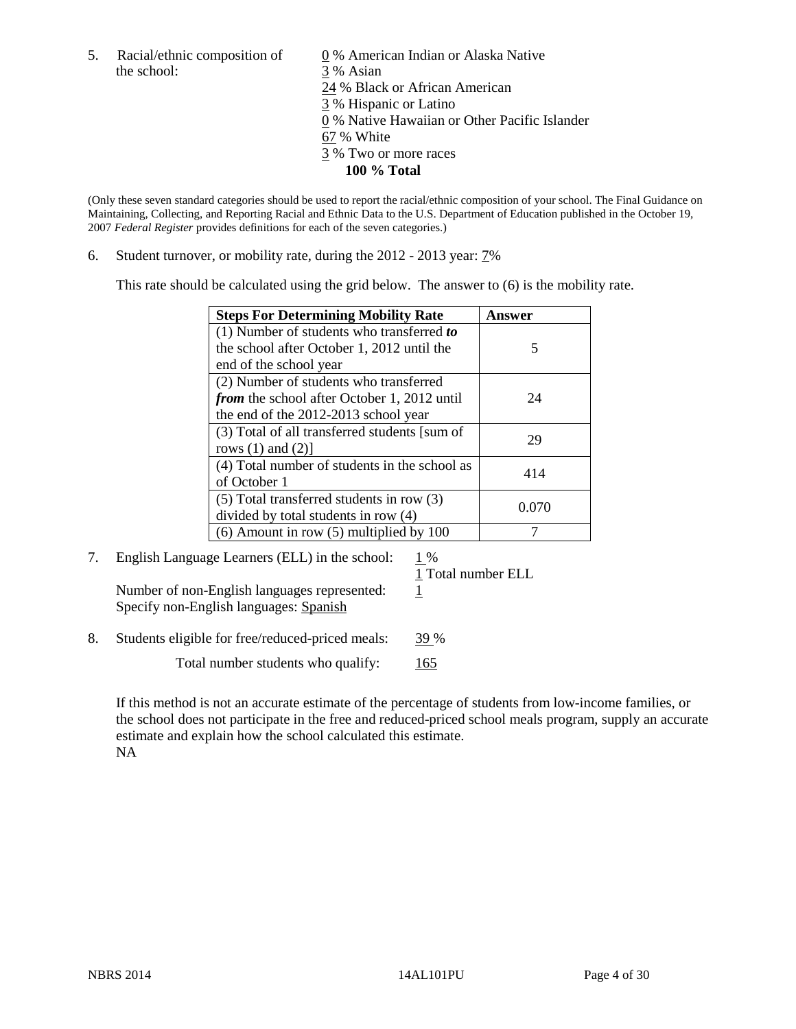5. Racial/ethnic composition of the school:

0 % American Indian or Alaska Native
3 % Asian
24 % Black or African American
3 % Hispanic or Latino
0 % Native Hawaiian or Other Pacific Islander
67 % White
3 % Two or more races
**100 % Total**

(Only these seven standard categories should be used to report the racial/ethnic composition of your school. The Final Guidance on Maintaining, Collecting, and Reporting Racial and Ethnic Data to the U.S. Department of Education published in the October 19, 2007 *Federal Register* provides definitions for each of the seven categories.)

6. Student turnover, or mobility rate, during the 2012 - 2013 year: 7%

This rate should be calculated using the grid below. The answer to (6) is the mobility rate.

| **Steps For Determining Mobility Rate** | **Answer** |
|---|---|
| (1) Number of students who transferred ***to*** the school after October 1, 2012 until the end of the school year | 5 |
| (2) Number of students who transferred ***from*** the school after October 1, 2012 until the end of the 2012-2013 school year | 24 |
| (3) Total of all transferred students [sum of rows (1) and (2)] | 29 |
| (4) Total number of students in the school as of October 1 | 414 |
| (5) Total transferred students in row (3) divided by total students in row (4) | 0.070 |
| (6) Amount in row (5) multiplied by 100 | 7 |

7. English Language Learners (ELL) in the school: 1 %
1 Total number ELL
Number of non-English languages represented: 1
Specify non-English languages: Spanish

8. Students eligible for free/reduced-priced meals: 39 %
Total number students who qualify: 165

If this method is not an accurate estimate of the percentage of students from low-income families, or the school does not participate in the free and reduced-priced school meals program, supply an accurate estimate and explain how the school calculated this estimate.
NA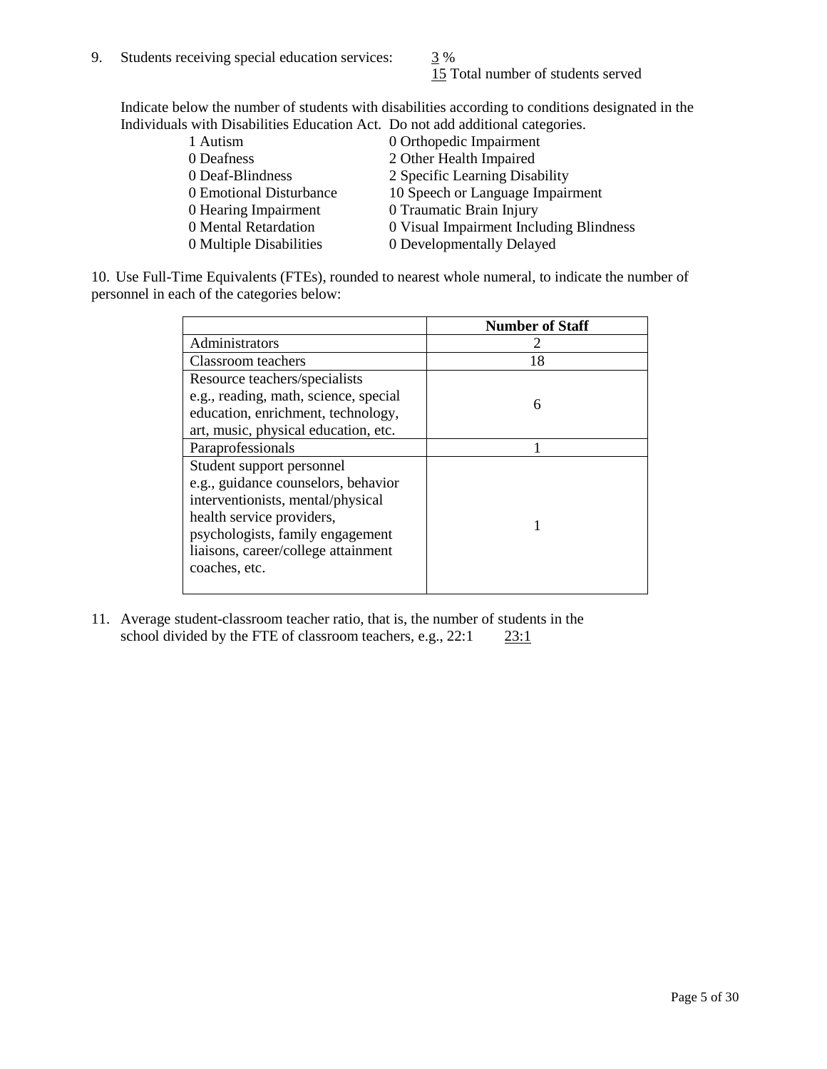9. Students receiving special education services: 3 %
   15 Total number of students served

Indicate below the number of students with disabilities according to conditions designated in the Individuals with Disabilities Education Act. Do not add additional categories.

| | |
|---|---|
| 1 Autism | 0 Orthopedic Impairment |
| 0 Deafness | 2 Other Health Impaired |
| 0 Deaf-Blindness | 2 Specific Learning Disability |
| 0 Emotional Disturbance | 10 Speech or Language Impairment |
| 0 Hearing Impairment | 0 Traumatic Brain Injury |
| 0 Mental Retardation | 0 Visual Impairment Including Blindness |
| 0 Multiple Disabilities | 0 Developmentally Delayed |

10. Use Full-Time Equivalents (FTEs), rounded to nearest whole numeral, to indicate the number of personnel in each of the categories below:

| | **Number of Staff** |
|---|---|
| Administrators | 2 |
| Classroom teachers | 18 |
| Resource teachers/specialists e.g., reading, math, science, special education, enrichment, technology, art, music, physical education, etc. | 6 |
| Paraprofessionals | 1 |
| Student support personnel e.g., guidance counselors, behavior interventionists, mental/physical health service providers, psychologists, family engagement liaisons, career/college attainment coaches, etc. | 1 |

11. Average student-classroom teacher ratio, that is, the number of students in the school divided by the FTE of classroom teachers, e.g., 22:1 23:1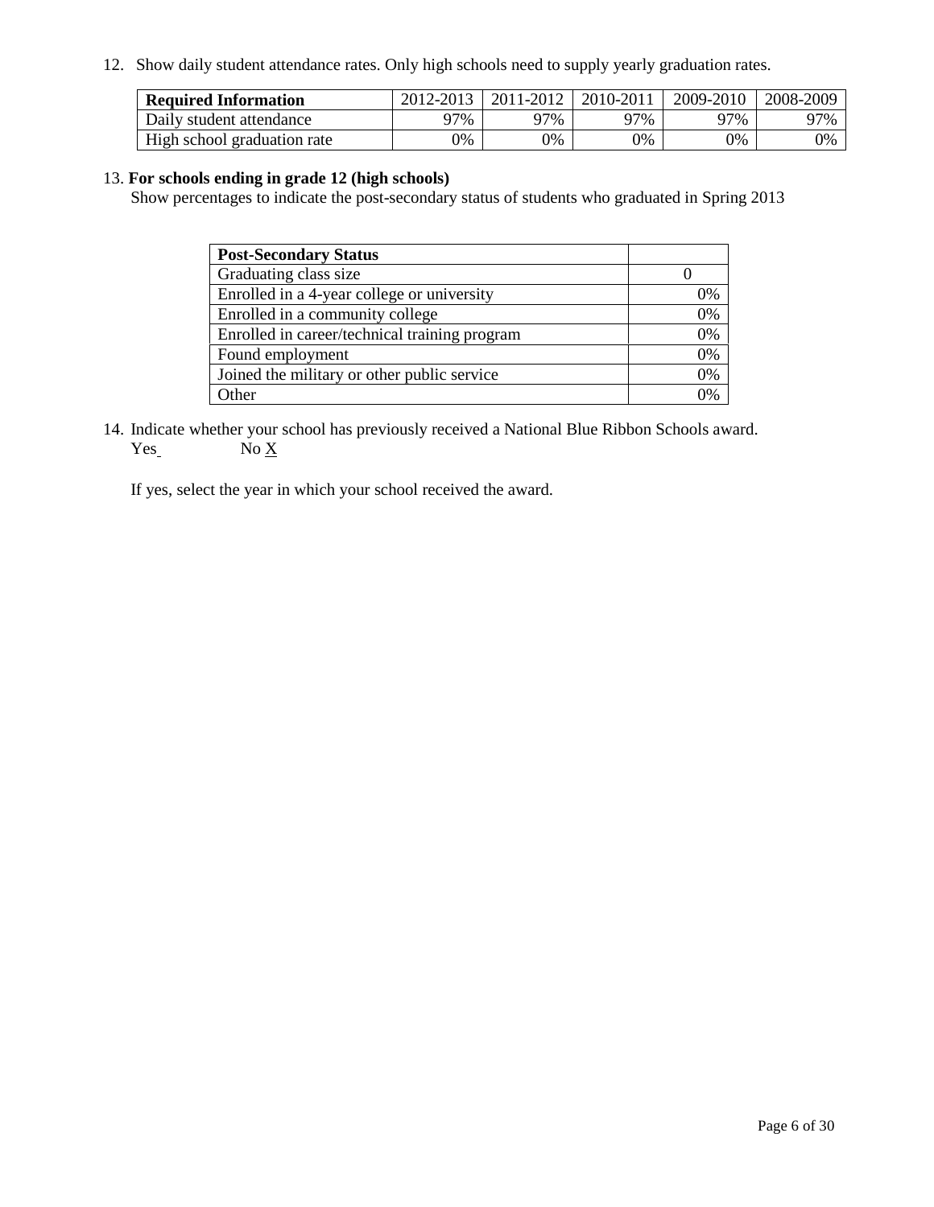12. Show daily student attendance rates. Only high schools need to supply yearly graduation rates.

| Required Information | 2012-2013 | 2011-2012 | 2010-2011 | 2009-2010 | 2008-2009 |
|---|---|---|---|---|---|
| Daily student attendance | 97% | 97% | 97% | 97% | 97% |
| High school graduation rate | 0% | 0% | 0% | 0% | 0% |

13. **For schools ending in grade 12 (high schools)**

Show percentages to indicate the post-secondary status of students who graduated in Spring 2013

| Post-Secondary Status | |
|---|---|
| Graduating class size | 0 |
| Enrolled in a 4-year college or university | 0% |
| Enrolled in a community college | 0% |
| Enrolled in career/technical training program | 0% |
| Found employment | 0% |
| Joined the military or other public service | 0% |
| Other | 0% |

14. Indicate whether your school has previously received a National Blue Ribbon Schools award.

Yes No X

If yes, select the year in which your school received the award.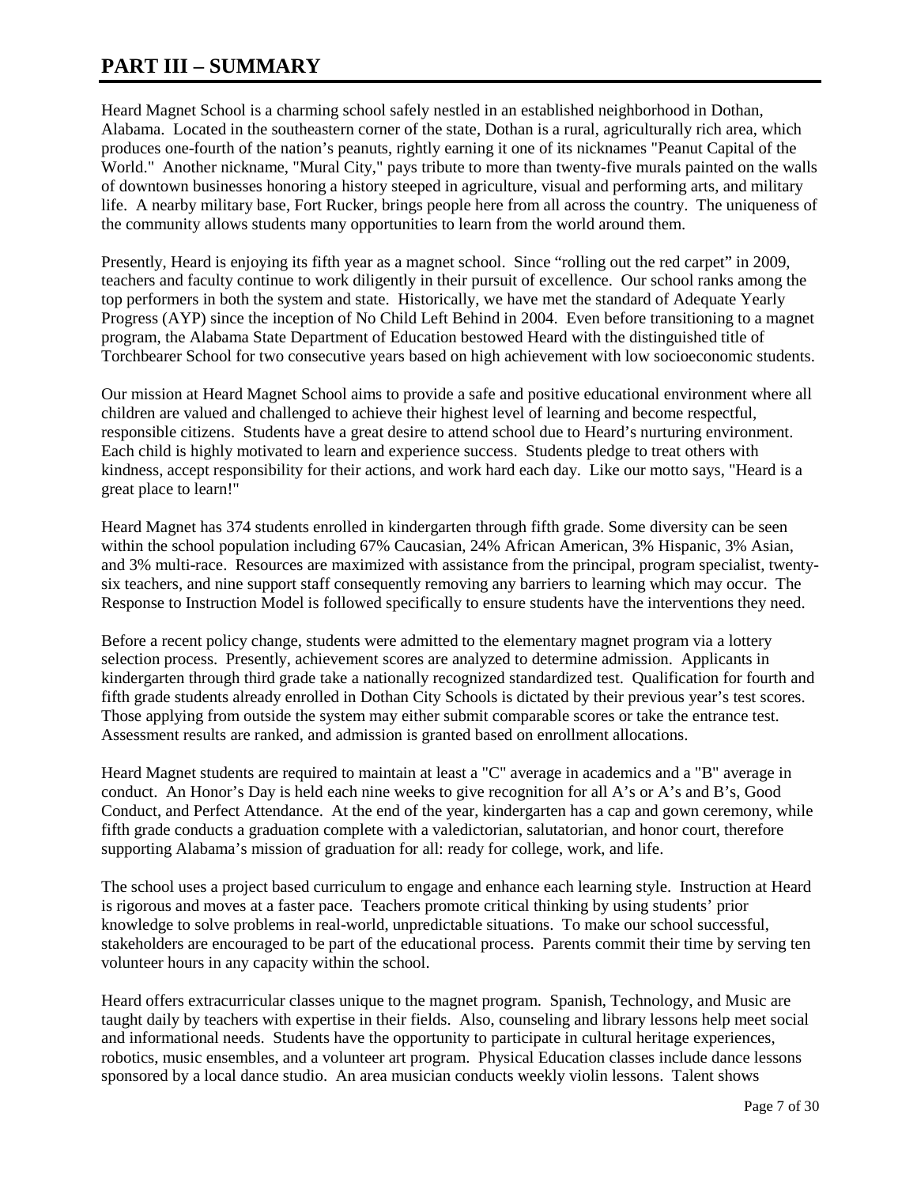# PART III – SUMMARY

Heard Magnet School is a charming school safely nestled in an established neighborhood in Dothan, Alabama. Located in the southeastern corner of the state, Dothan is a rural, agriculturally rich area, which produces one-fourth of the nation's peanuts, rightly earning it one of its nicknames "Peanut Capital of the World." Another nickname, "Mural City," pays tribute to more than twenty-five murals painted on the walls of downtown businesses honoring a history steeped in agriculture, visual and performing arts, and military life. A nearby military base, Fort Rucker, brings people here from all across the country. The uniqueness of the community allows students many opportunities to learn from the world around them.

Presently, Heard is enjoying its fifth year as a magnet school. Since "rolling out the red carpet" in 2009, teachers and faculty continue to work diligently in their pursuit of excellence. Our school ranks among the top performers in both the system and state. Historically, we have met the standard of Adequate Yearly Progress (AYP) since the inception of No Child Left Behind in 2004. Even before transitioning to a magnet program, the Alabama State Department of Education bestowed Heard with the distinguished title of Torchbearer School for two consecutive years based on high achievement with low socioeconomic students.

Our mission at Heard Magnet School aims to provide a safe and positive educational environment where all children are valued and challenged to achieve their highest level of learning and become respectful, responsible citizens. Students have a great desire to attend school due to Heard's nurturing environment. Each child is highly motivated to learn and experience success. Students pledge to treat others with kindness, accept responsibility for their actions, and work hard each day. Like our motto says, "Heard is a great place to learn!"

Heard Magnet has 374 students enrolled in kindergarten through fifth grade. Some diversity can be seen within the school population including 67% Caucasian, 24% African American, 3% Hispanic, 3% Asian, and 3% multi-race. Resources are maximized with assistance from the principal, program specialist, twenty-six teachers, and nine support staff consequently removing any barriers to learning which may occur. The Response to Instruction Model is followed specifically to ensure students have the interventions they need.

Before a recent policy change, students were admitted to the elementary magnet program via a lottery selection process. Presently, achievement scores are analyzed to determine admission. Applicants in kindergarten through third grade take a nationally recognized standardized test. Qualification for fourth and fifth grade students already enrolled in Dothan City Schools is dictated by their previous year's test scores. Those applying from outside the system may either submit comparable scores or take the entrance test. Assessment results are ranked, and admission is granted based on enrollment allocations.

Heard Magnet students are required to maintain at least a "C" average in academics and a "B" average in conduct. An Honor's Day is held each nine weeks to give recognition for all A's or A's and B's, Good Conduct, and Perfect Attendance. At the end of the year, kindergarten has a cap and gown ceremony, while fifth grade conducts a graduation complete with a valedictorian, salutatorian, and honor court, therefore supporting Alabama's mission of graduation for all: ready for college, work, and life.

The school uses a project based curriculum to engage and enhance each learning style. Instruction at Heard is rigorous and moves at a faster pace. Teachers promote critical thinking by using students' prior knowledge to solve problems in real-world, unpredictable situations. To make our school successful, stakeholders are encouraged to be part of the educational process. Parents commit their time by serving ten volunteer hours in any capacity within the school.

Heard offers extracurricular classes unique to the magnet program. Spanish, Technology, and Music are taught daily by teachers with expertise in their fields. Also, counseling and library lessons help meet social and informational needs. Students have the opportunity to participate in cultural heritage experiences, robotics, music ensembles, and a volunteer art program. Physical Education classes include dance lessons sponsored by a local dance studio. An area musician conducts weekly violin lessons. Talent shows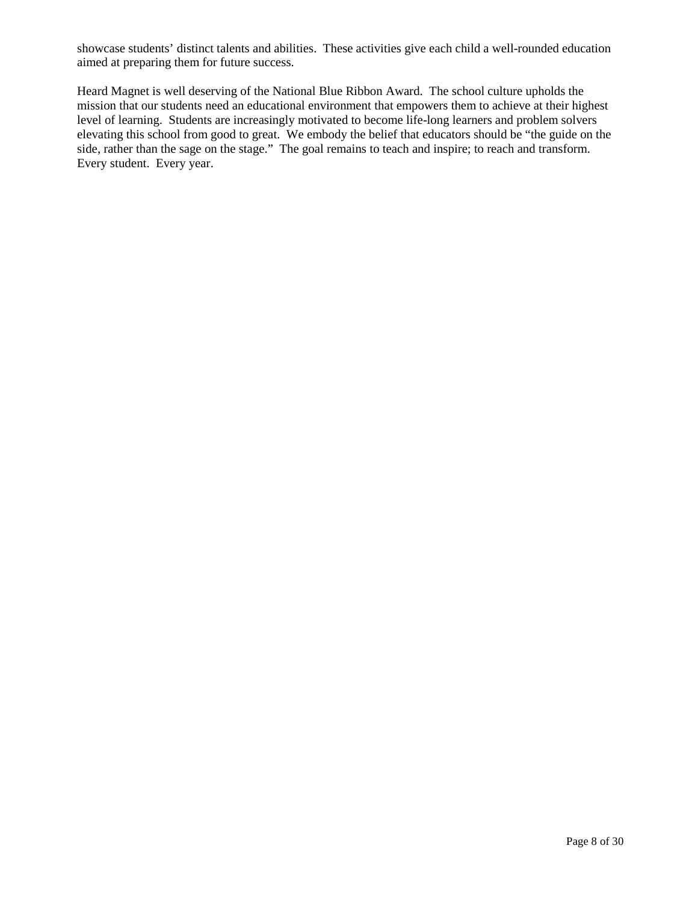showcase students' distinct talents and abilities. These activities give each child a well-rounded education aimed at preparing them for future success.

Heard Magnet is well deserving of the National Blue Ribbon Award. The school culture upholds the mission that our students need an educational environment that empowers them to achieve at their highest level of learning. Students are increasingly motivated to become life-long learners and problem solvers elevating this school from good to great. We embody the belief that educators should be "the guide on the side, rather than the sage on the stage." The goal remains to teach and inspire; to reach and transform. Every student. Every year.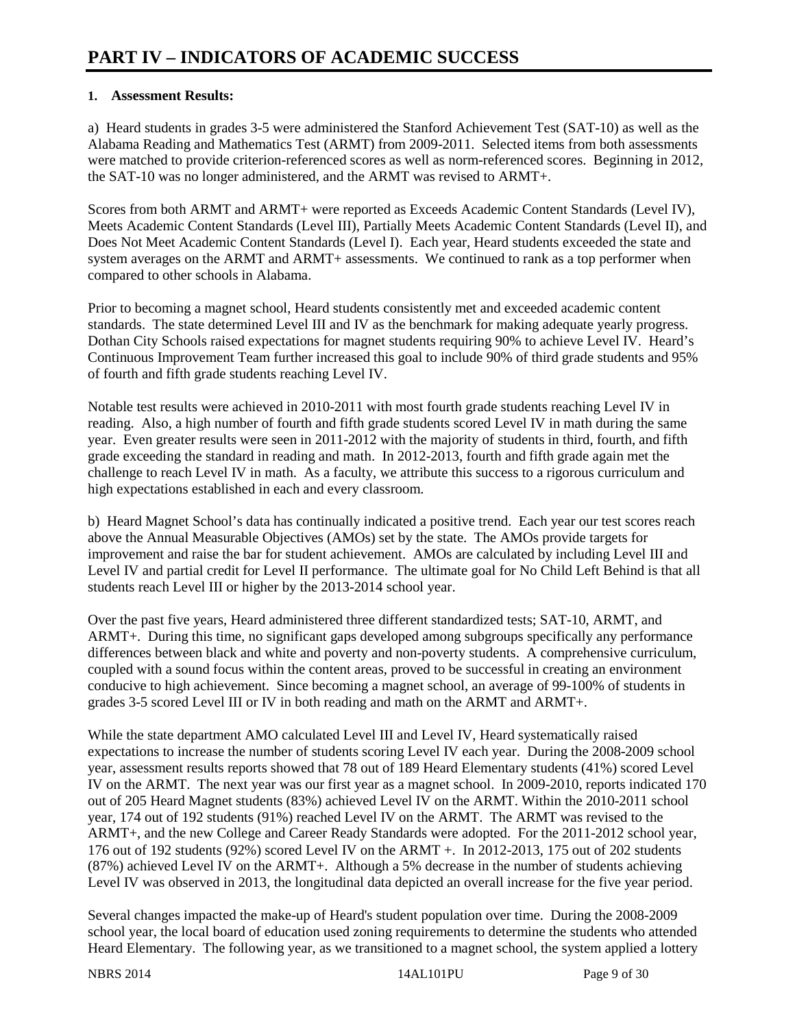# PART IV – INDICATORS OF ACADEMIC SUCCESS

**1. Assessment Results:**

a) Heard students in grades 3-5 were administered the Stanford Achievement Test (SAT-10) as well as the Alabama Reading and Mathematics Test (ARMT) from 2009-2011. Selected items from both assessments were matched to provide criterion-referenced scores as well as norm-referenced scores. Beginning in 2012, the SAT-10 was no longer administered, and the ARMT was revised to ARMT+.

Scores from both ARMT and ARMT+ were reported as Exceeds Academic Content Standards (Level IV), Meets Academic Content Standards (Level III), Partially Meets Academic Content Standards (Level II), and Does Not Meet Academic Content Standards (Level I). Each year, Heard students exceeded the state and system averages on the ARMT and ARMT+ assessments. We continued to rank as a top performer when compared to other schools in Alabama.

Prior to becoming a magnet school, Heard students consistently met and exceeded academic content standards. The state determined Level III and IV as the benchmark for making adequate yearly progress. Dothan City Schools raised expectations for magnet students requiring 90% to achieve Level IV. Heard's Continuous Improvement Team further increased this goal to include 90% of third grade students and 95% of fourth and fifth grade students reaching Level IV.

Notable test results were achieved in 2010-2011 with most fourth grade students reaching Level IV in reading. Also, a high number of fourth and fifth grade students scored Level IV in math during the same year. Even greater results were seen in 2011-2012 with the majority of students in third, fourth, and fifth grade exceeding the standard in reading and math. In 2012-2013, fourth and fifth grade again met the challenge to reach Level IV in math. As a faculty, we attribute this success to a rigorous curriculum and high expectations established in each and every classroom.

b) Heard Magnet School's data has continually indicated a positive trend. Each year our test scores reach above the Annual Measurable Objectives (AMOs) set by the state. The AMOs provide targets for improvement and raise the bar for student achievement. AMOs are calculated by including Level III and Level IV and partial credit for Level II performance. The ultimate goal for No Child Left Behind is that all students reach Level III or higher by the 2013-2014 school year.

Over the past five years, Heard administered three different standardized tests; SAT-10, ARMT, and ARMT+. During this time, no significant gaps developed among subgroups specifically any performance differences between black and white and poverty and non-poverty students. A comprehensive curriculum, coupled with a sound focus within the content areas, proved to be successful in creating an environment conducive to high achievement. Since becoming a magnet school, an average of 99-100% of students in grades 3-5 scored Level III or IV in both reading and math on the ARMT and ARMT+.

While the state department AMO calculated Level III and Level IV, Heard systematically raised expectations to increase the number of students scoring Level IV each year. During the 2008-2009 school year, assessment results reports showed that 78 out of 189 Heard Elementary students (41%) scored Level IV on the ARMT. The next year was our first year as a magnet school. In 2009-2010, reports indicated 170 out of 205 Heard Magnet students (83%) achieved Level IV on the ARMT. Within the 2010-2011 school year, 174 out of 192 students (91%) reached Level IV on the ARMT. The ARMT was revised to the ARMT+, and the new College and Career Ready Standards were adopted. For the 2011-2012 school year, 176 out of 192 students (92%) scored Level IV on the ARMT +. In 2012-2013, 175 out of 202 students (87%) achieved Level IV on the ARMT+. Although a 5% decrease in the number of students achieving Level IV was observed in 2013, the longitudinal data depicted an overall increase for the five year period.

Several changes impacted the make-up of Heard's student population over time. During the 2008-2009 school year, the local board of education used zoning requirements to determine the students who attended Heard Elementary. The following year, as we transitioned to a magnet school, the system applied a lottery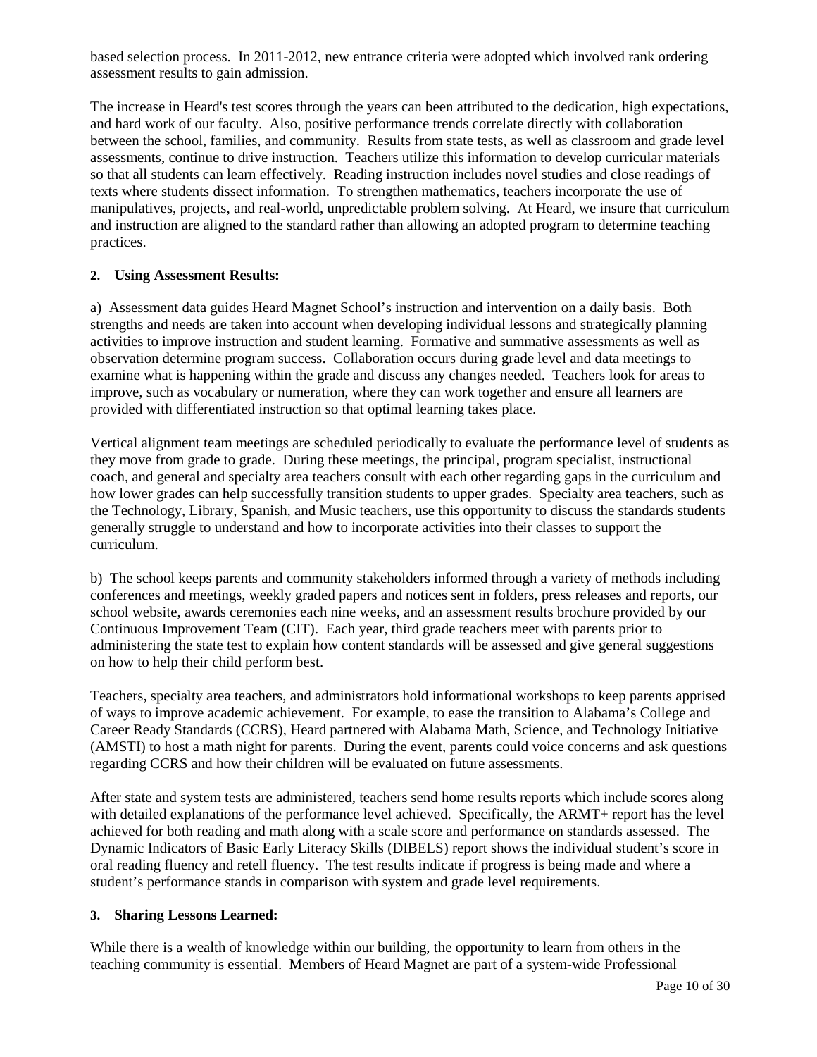based selection process. In 2011-2012, new entrance criteria were adopted which involved rank ordering assessment results to gain admission.

The increase in Heard's test scores through the years can been attributed to the dedication, high expectations, and hard work of our faculty. Also, positive performance trends correlate directly with collaboration between the school, families, and community. Results from state tests, as well as classroom and grade level assessments, continue to drive instruction. Teachers utilize this information to develop curricular materials so that all students can learn effectively. Reading instruction includes novel studies and close readings of texts where students dissect information. To strengthen mathematics, teachers incorporate the use of manipulatives, projects, and real-world, unpredictable problem solving. At Heard, we insure that curriculum and instruction are aligned to the standard rather than allowing an adopted program to determine teaching practices.

**2. Using Assessment Results:**

a) Assessment data guides Heard Magnet School's instruction and intervention on a daily basis. Both strengths and needs are taken into account when developing individual lessons and strategically planning activities to improve instruction and student learning. Formative and summative assessments as well as observation determine program success. Collaboration occurs during grade level and data meetings to examine what is happening within the grade and discuss any changes needed. Teachers look for areas to improve, such as vocabulary or numeration, where they can work together and ensure all learners are provided with differentiated instruction so that optimal learning takes place.

Vertical alignment team meetings are scheduled periodically to evaluate the performance level of students as they move from grade to grade. During these meetings, the principal, program specialist, instructional coach, and general and specialty area teachers consult with each other regarding gaps in the curriculum and how lower grades can help successfully transition students to upper grades. Specialty area teachers, such as the Technology, Library, Spanish, and Music teachers, use this opportunity to discuss the standards students generally struggle to understand and how to incorporate activities into their classes to support the curriculum.

b) The school keeps parents and community stakeholders informed through a variety of methods including conferences and meetings, weekly graded papers and notices sent in folders, press releases and reports, our school website, awards ceremonies each nine weeks, and an assessment results brochure provided by our Continuous Improvement Team (CIT). Each year, third grade teachers meet with parents prior to administering the state test to explain how content standards will be assessed and give general suggestions on how to help their child perform best.

Teachers, specialty area teachers, and administrators hold informational workshops to keep parents apprised of ways to improve academic achievement. For example, to ease the transition to Alabama's College and Career Ready Standards (CCRS), Heard partnered with Alabama Math, Science, and Technology Initiative (AMSTI) to host a math night for parents. During the event, parents could voice concerns and ask questions regarding CCRS and how their children will be evaluated on future assessments.

After state and system tests are administered, teachers send home results reports which include scores along with detailed explanations of the performance level achieved. Specifically, the ARMT+ report has the level achieved for both reading and math along with a scale score and performance on standards assessed. The Dynamic Indicators of Basic Early Literacy Skills (DIBELS) report shows the individual student's score in oral reading fluency and retell fluency. The test results indicate if progress is being made and where a student's performance stands in comparison with system and grade level requirements.

**3. Sharing Lessons Learned:**

While there is a wealth of knowledge within our building, the opportunity to learn from others in the teaching community is essential. Members of Heard Magnet are part of a system-wide Professional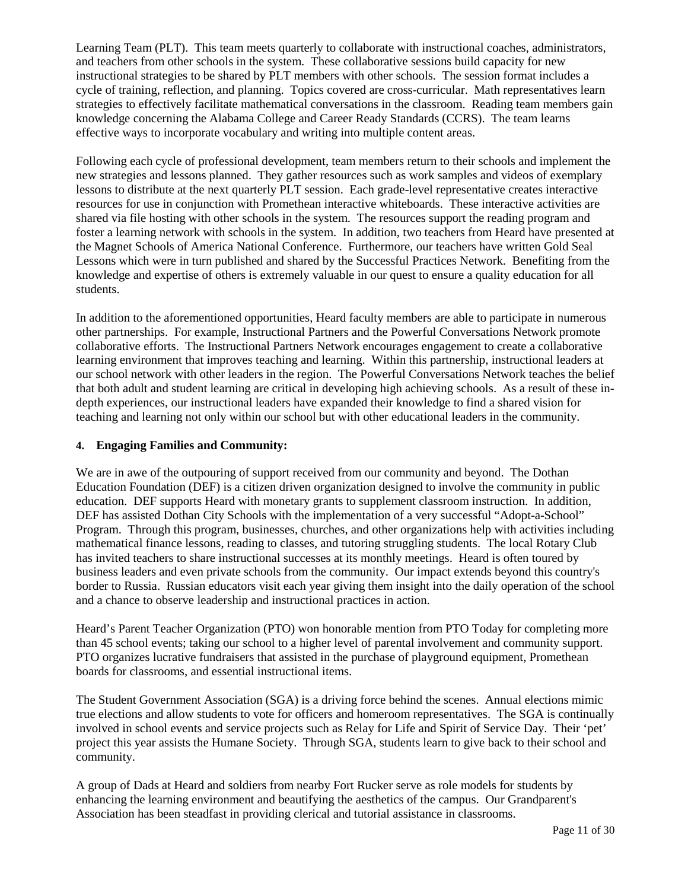Learning Team (PLT). This team meets quarterly to collaborate with instructional coaches, administrators, and teachers from other schools in the system. These collaborative sessions build capacity for new instructional strategies to be shared by PLT members with other schools. The session format includes a cycle of training, reflection, and planning. Topics covered are cross-curricular. Math representatives learn strategies to effectively facilitate mathematical conversations in the classroom. Reading team members gain knowledge concerning the Alabama College and Career Ready Standards (CCRS). The team learns effective ways to incorporate vocabulary and writing into multiple content areas.

Following each cycle of professional development, team members return to their schools and implement the new strategies and lessons planned. They gather resources such as work samples and videos of exemplary lessons to distribute at the next quarterly PLT session. Each grade-level representative creates interactive resources for use in conjunction with Promethean interactive whiteboards. These interactive activities are shared via file hosting with other schools in the system. The resources support the reading program and foster a learning network with schools in the system. In addition, two teachers from Heard have presented at the Magnet Schools of America National Conference. Furthermore, our teachers have written Gold Seal Lessons which were in turn published and shared by the Successful Practices Network. Benefiting from the knowledge and expertise of others is extremely valuable in our quest to ensure a quality education for all students.

In addition to the aforementioned opportunities, Heard faculty members are able to participate in numerous other partnerships. For example, Instructional Partners and the Powerful Conversations Network promote collaborative efforts. The Instructional Partners Network encourages engagement to create a collaborative learning environment that improves teaching and learning. Within this partnership, instructional leaders at our school network with other leaders in the region. The Powerful Conversations Network teaches the belief that both adult and student learning are critical in developing high achieving schools. As a result of these in-depth experiences, our instructional leaders have expanded their knowledge to find a shared vision for teaching and learning not only within our school but with other educational leaders in the community.

**4. Engaging Families and Community:**

We are in awe of the outpouring of support received from our community and beyond. The Dothan Education Foundation (DEF) is a citizen driven organization designed to involve the community in public education. DEF supports Heard with monetary grants to supplement classroom instruction. In addition, DEF has assisted Dothan City Schools with the implementation of a very successful "Adopt-a-School" Program. Through this program, businesses, churches, and other organizations help with activities including mathematical finance lessons, reading to classes, and tutoring struggling students. The local Rotary Club has invited teachers to share instructional successes at its monthly meetings. Heard is often toured by business leaders and even private schools from the community. Our impact extends beyond this country's border to Russia. Russian educators visit each year giving them insight into the daily operation of the school and a chance to observe leadership and instructional practices in action.

Heard's Parent Teacher Organization (PTO) won honorable mention from PTO Today for completing more than 45 school events; taking our school to a higher level of parental involvement and community support. PTO organizes lucrative fundraisers that assisted in the purchase of playground equipment, Promethean boards for classrooms, and essential instructional items.

The Student Government Association (SGA) is a driving force behind the scenes. Annual elections mimic true elections and allow students to vote for officers and homeroom representatives. The SGA is continually involved in school events and service projects such as Relay for Life and Spirit of Service Day. Their 'pet' project this year assists the Humane Society. Through SGA, students learn to give back to their school and community.

A group of Dads at Heard and soldiers from nearby Fort Rucker serve as role models for students by enhancing the learning environment and beautifying the aesthetics of the campus. Our Grandparent's Association has been steadfast in providing clerical and tutorial assistance in classrooms.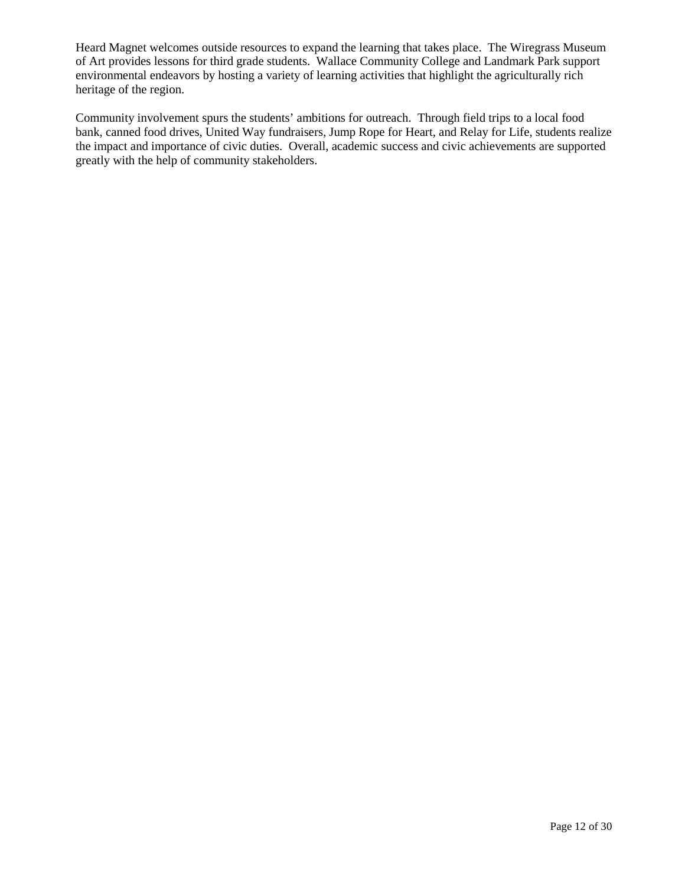Heard Magnet welcomes outside resources to expand the learning that takes place. The Wiregrass Museum of Art provides lessons for third grade students. Wallace Community College and Landmark Park support environmental endeavors by hosting a variety of learning activities that highlight the agriculturally rich heritage of the region.

Community involvement spurs the students' ambitions for outreach. Through field trips to a local food bank, canned food drives, United Way fundraisers, Jump Rope for Heart, and Relay for Life, students realize the impact and importance of civic duties. Overall, academic success and civic achievements are supported greatly with the help of community stakeholders.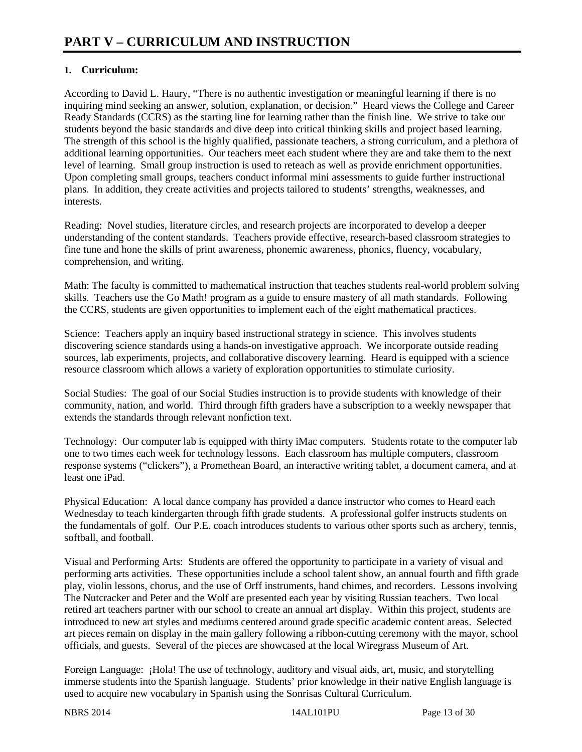# PART V – CURRICULUM AND INSTRUCTION

**1. Curriculum:**

According to David L. Haury, "There is no authentic investigation or meaningful learning if there is no inquiring mind seeking an answer, solution, explanation, or decision." Heard views the College and Career Ready Standards (CCRS) as the starting line for learning rather than the finish line. We strive to take our students beyond the basic standards and dive deep into critical thinking skills and project based learning. The strength of this school is the highly qualified, passionate teachers, a strong curriculum, and a plethora of additional learning opportunities. Our teachers meet each student where they are and take them to the next level of learning. Small group instruction is used to reteach as well as provide enrichment opportunities. Upon completing small groups, teachers conduct informal mini assessments to guide further instructional plans. In addition, they create activities and projects tailored to students' strengths, weaknesses, and interests.

Reading: Novel studies, literature circles, and research projects are incorporated to develop a deeper understanding of the content standards. Teachers provide effective, research-based classroom strategies to fine tune and hone the skills of print awareness, phonemic awareness, phonics, fluency, vocabulary, comprehension, and writing.

Math: The faculty is committed to mathematical instruction that teaches students real-world problem solving skills. Teachers use the Go Math! program as a guide to ensure mastery of all math standards. Following the CCRS, students are given opportunities to implement each of the eight mathematical practices.

Science: Teachers apply an inquiry based instructional strategy in science. This involves students discovering science standards using a hands-on investigative approach. We incorporate outside reading sources, lab experiments, projects, and collaborative discovery learning. Heard is equipped with a science resource classroom which allows a variety of exploration opportunities to stimulate curiosity.

Social Studies: The goal of our Social Studies instruction is to provide students with knowledge of their community, nation, and world. Third through fifth graders have a subscription to a weekly newspaper that extends the standards through relevant nonfiction text.

Technology: Our computer lab is equipped with thirty iMac computers. Students rotate to the computer lab one to two times each week for technology lessons. Each classroom has multiple computers, classroom response systems ("clickers"), a Promethean Board, an interactive writing tablet, a document camera, and at least one iPad.

Physical Education: A local dance company has provided a dance instructor who comes to Heard each Wednesday to teach kindergarten through fifth grade students. A professional golfer instructs students on the fundamentals of golf. Our P.E. coach introduces students to various other sports such as archery, tennis, softball, and football.

Visual and Performing Arts: Students are offered the opportunity to participate in a variety of visual and performing arts activities. These opportunities include a school talent show, an annual fourth and fifth grade play, violin lessons, chorus, and the use of Orff instruments, hand chimes, and recorders. Lessons involving The Nutcracker and Peter and the Wolf are presented each year by visiting Russian teachers. Two local retired art teachers partner with our school to create an annual art display. Within this project, students are introduced to new art styles and mediums centered around grade specific academic content areas. Selected art pieces remain on display in the main gallery following a ribbon-cutting ceremony with the mayor, school officials, and guests. Several of the pieces are showcased at the local Wiregrass Museum of Art.

Foreign Language: ¡Hola! The use of technology, auditory and visual aids, art, music, and storytelling immerse students into the Spanish language. Students' prior knowledge in their native English language is used to acquire new vocabulary in Spanish using the Sonrisas Cultural Curriculum.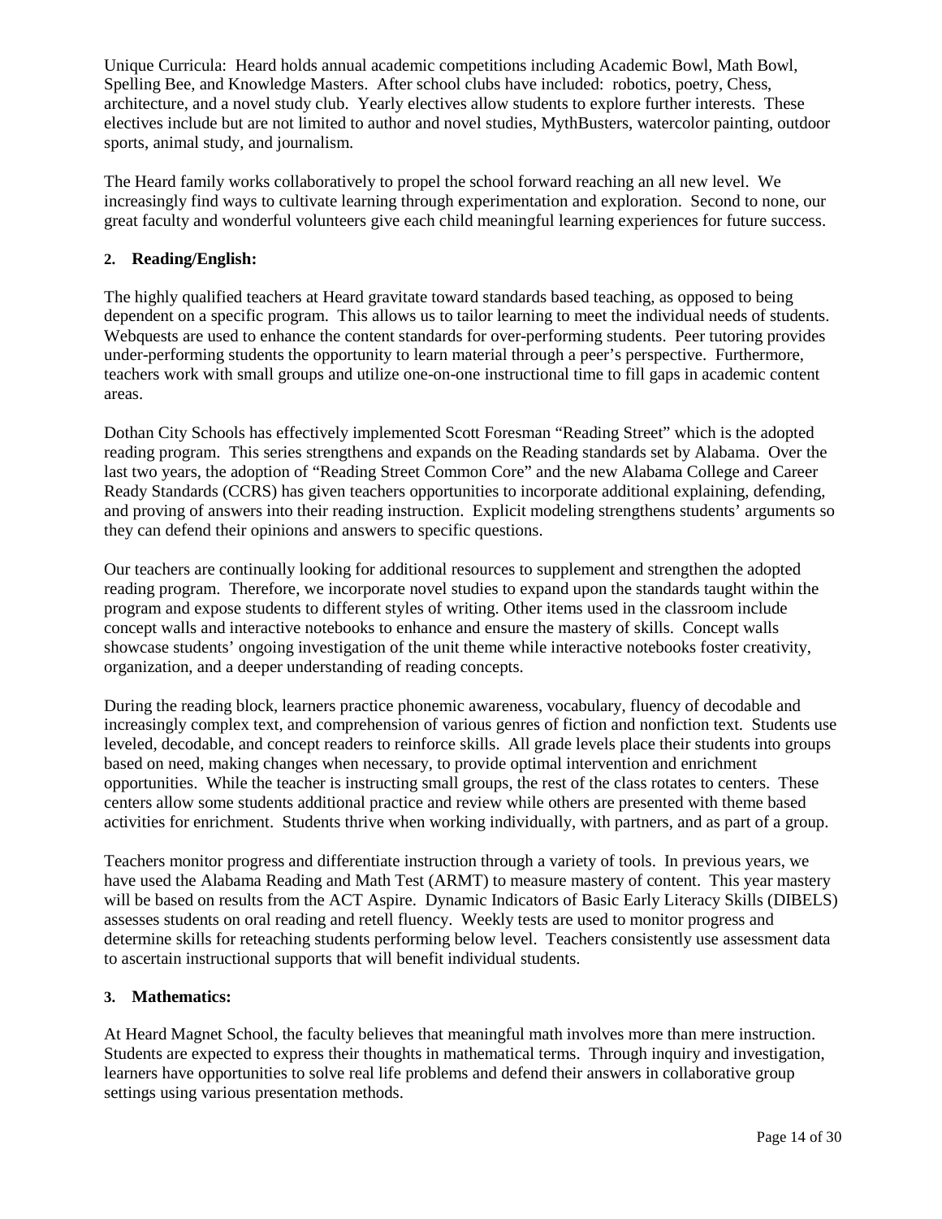Unique Curricula: Heard holds annual academic competitions including Academic Bowl, Math Bowl, Spelling Bee, and Knowledge Masters. After school clubs have included: robotics, poetry, Chess, architecture, and a novel study club. Yearly electives allow students to explore further interests. These electives include but are not limited to author and novel studies, MythBusters, watercolor painting, outdoor sports, animal study, and journalism.

The Heard family works collaboratively to propel the school forward reaching an all new level. We increasingly find ways to cultivate learning through experimentation and exploration. Second to none, our great faculty and wonderful volunteers give each child meaningful learning experiences for future success.

## 2. Reading/English:

The highly qualified teachers at Heard gravitate toward standards based teaching, as opposed to being dependent on a specific program. This allows us to tailor learning to meet the individual needs of students. Webquests are used to enhance the content standards for over-performing students. Peer tutoring provides under-performing students the opportunity to learn material through a peer's perspective. Furthermore, teachers work with small groups and utilize one-on-one instructional time to fill gaps in academic content areas.

Dothan City Schools has effectively implemented Scott Foresman "Reading Street" which is the adopted reading program. This series strengthens and expands on the Reading standards set by Alabama. Over the last two years, the adoption of "Reading Street Common Core" and the new Alabama College and Career Ready Standards (CCRS) has given teachers opportunities to incorporate additional explaining, defending, and proving of answers into their reading instruction. Explicit modeling strengthens students' arguments so they can defend their opinions and answers to specific questions.

Our teachers are continually looking for additional resources to supplement and strengthen the adopted reading program. Therefore, we incorporate novel studies to expand upon the standards taught within the program and expose students to different styles of writing. Other items used in the classroom include concept walls and interactive notebooks to enhance and ensure the mastery of skills. Concept walls showcase students' ongoing investigation of the unit theme while interactive notebooks foster creativity, organization, and a deeper understanding of reading concepts.

During the reading block, learners practice phonemic awareness, vocabulary, fluency of decodable and increasingly complex text, and comprehension of various genres of fiction and nonfiction text. Students use leveled, decodable, and concept readers to reinforce skills. All grade levels place their students into groups based on need, making changes when necessary, to provide optimal intervention and enrichment opportunities. While the teacher is instructing small groups, the rest of the class rotates to centers. These centers allow some students additional practice and review while others are presented with theme based activities for enrichment. Students thrive when working individually, with partners, and as part of a group.

Teachers monitor progress and differentiate instruction through a variety of tools. In previous years, we have used the Alabama Reading and Math Test (ARMT) to measure mastery of content. This year mastery will be based on results from the ACT Aspire. Dynamic Indicators of Basic Early Literacy Skills (DIBELS) assesses students on oral reading and retell fluency. Weekly tests are used to monitor progress and determine skills for reteaching students performing below level. Teachers consistently use assessment data to ascertain instructional supports that will benefit individual students.

## 3. Mathematics:

At Heard Magnet School, the faculty believes that meaningful math involves more than mere instruction. Students are expected to express their thoughts in mathematical terms. Through inquiry and investigation, learners have opportunities to solve real life problems and defend their answers in collaborative group settings using various presentation methods.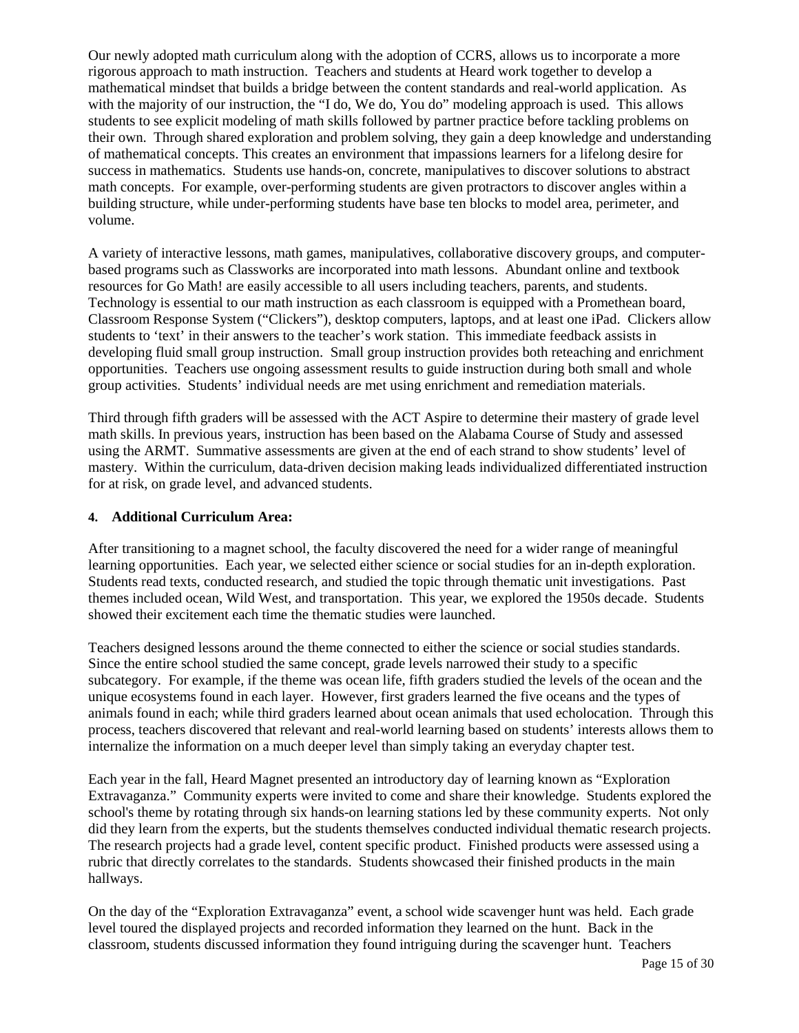Our newly adopted math curriculum along with the adoption of CCRS, allows us to incorporate a more rigorous approach to math instruction. Teachers and students at Heard work together to develop a mathematical mindset that builds a bridge between the content standards and real-world application. As with the majority of our instruction, the "I do, We do, You do" modeling approach is used. This allows students to see explicit modeling of math skills followed by partner practice before tackling problems on their own. Through shared exploration and problem solving, they gain a deep knowledge and understanding of mathematical concepts. This creates an environment that impassions learners for a lifelong desire for success in mathematics. Students use hands-on, concrete, manipulatives to discover solutions to abstract math concepts. For example, over-performing students are given protractors to discover angles within a building structure, while under-performing students have base ten blocks to model area, perimeter, and volume.

A variety of interactive lessons, math games, manipulatives, collaborative discovery groups, and computer-based programs such as Classworks are incorporated into math lessons. Abundant online and textbook resources for Go Math! are easily accessible to all users including teachers, parents, and students. Technology is essential to our math instruction as each classroom is equipped with a Promethean board, Classroom Response System ("Clickers"), desktop computers, laptops, and at least one iPad. Clickers allow students to 'text' in their answers to the teacher's work station. This immediate feedback assists in developing fluid small group instruction. Small group instruction provides both reteaching and enrichment opportunities. Teachers use ongoing assessment results to guide instruction during both small and whole group activities. Students' individual needs are met using enrichment and remediation materials.

Third through fifth graders will be assessed with the ACT Aspire to determine their mastery of grade level math skills. In previous years, instruction has been based on the Alabama Course of Study and assessed using the ARMT. Summative assessments are given at the end of each strand to show students' level of mastery. Within the curriculum, data-driven decision making leads individualized differentiated instruction for at risk, on grade level, and advanced students.

**4. Additional Curriculum Area:**

After transitioning to a magnet school, the faculty discovered the need for a wider range of meaningful learning opportunities. Each year, we selected either science or social studies for an in-depth exploration. Students read texts, conducted research, and studied the topic through thematic unit investigations. Past themes included ocean, Wild West, and transportation. This year, we explored the 1950s decade. Students showed their excitement each time the thematic studies were launched.

Teachers designed lessons around the theme connected to either the science or social studies standards. Since the entire school studied the same concept, grade levels narrowed their study to a specific subcategory. For example, if the theme was ocean life, fifth graders studied the levels of the ocean and the unique ecosystems found in each layer. However, first graders learned the five oceans and the types of animals found in each; while third graders learned about ocean animals that used echolocation. Through this process, teachers discovered that relevant and real-world learning based on students' interests allows them to internalize the information on a much deeper level than simply taking an everyday chapter test.

Each year in the fall, Heard Magnet presented an introductory day of learning known as "Exploration Extravaganza." Community experts were invited to come and share their knowledge. Students explored the school's theme by rotating through six hands-on learning stations led by these community experts. Not only did they learn from the experts, but the students themselves conducted individual thematic research projects. The research projects had a grade level, content specific product. Finished products were assessed using a rubric that directly correlates to the standards. Students showcased their finished products in the main hallways.

On the day of the "Exploration Extravaganza" event, a school wide scavenger hunt was held. Each grade level toured the displayed projects and recorded information they learned on the hunt. Back in the classroom, students discussed information they found intriguing during the scavenger hunt. Teachers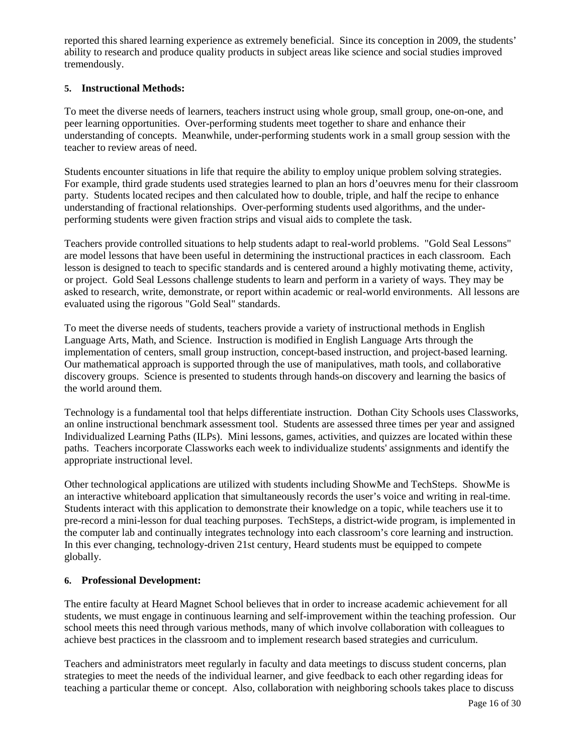reported this shared learning experience as extremely beneficial. Since its conception in 2009, the students' ability to research and produce quality products in subject areas like science and social studies improved tremendously.

**5. Instructional Methods:**

To meet the diverse needs of learners, teachers instruct using whole group, small group, one-on-one, and peer learning opportunities. Over-performing students meet together to share and enhance their understanding of concepts. Meanwhile, under-performing students work in a small group session with the teacher to review areas of need.

Students encounter situations in life that require the ability to employ unique problem solving strategies. For example, third grade students used strategies learned to plan an hors d'oeuvres menu for their classroom party. Students located recipes and then calculated how to double, triple, and half the recipe to enhance understanding of fractional relationships. Over-performing students used algorithms, and the under-performing students were given fraction strips and visual aids to complete the task.

Teachers provide controlled situations to help students adapt to real-world problems. "Gold Seal Lessons" are model lessons that have been useful in determining the instructional practices in each classroom. Each lesson is designed to teach to specific standards and is centered around a highly motivating theme, activity, or project. Gold Seal Lessons challenge students to learn and perform in a variety of ways. They may be asked to research, write, demonstrate, or report within academic or real-world environments. All lessons are evaluated using the rigorous "Gold Seal" standards.

To meet the diverse needs of students, teachers provide a variety of instructional methods in English Language Arts, Math, and Science. Instruction is modified in English Language Arts through the implementation of centers, small group instruction, concept-based instruction, and project-based learning. Our mathematical approach is supported through the use of manipulatives, math tools, and collaborative discovery groups. Science is presented to students through hands-on discovery and learning the basics of the world around them.

Technology is a fundamental tool that helps differentiate instruction. Dothan City Schools uses Classworks, an online instructional benchmark assessment tool. Students are assessed three times per year and assigned Individualized Learning Paths (ILPs). Mini lessons, games, activities, and quizzes are located within these paths. Teachers incorporate Classworks each week to individualize students' assignments and identify the appropriate instructional level.

Other technological applications are utilized with students including ShowMe and TechSteps. ShowMe is an interactive whiteboard application that simultaneously records the user's voice and writing in real-time. Students interact with this application to demonstrate their knowledge on a topic, while teachers use it to pre-record a mini-lesson for dual teaching purposes. TechSteps, a district-wide program, is implemented in the computer lab and continually integrates technology into each classroom's core learning and instruction. In this ever changing, technology-driven 21st century, Heard students must be equipped to compete globally.

**6. Professional Development:**

The entire faculty at Heard Magnet School believes that in order to increase academic achievement for all students, we must engage in continuous learning and self-improvement within the teaching profession. Our school meets this need through various methods, many of which involve collaboration with colleagues to achieve best practices in the classroom and to implement research based strategies and curriculum.

Teachers and administrators meet regularly in faculty and data meetings to discuss student concerns, plan strategies to meet the needs of the individual learner, and give feedback to each other regarding ideas for teaching a particular theme or concept. Also, collaboration with neighboring schools takes place to discuss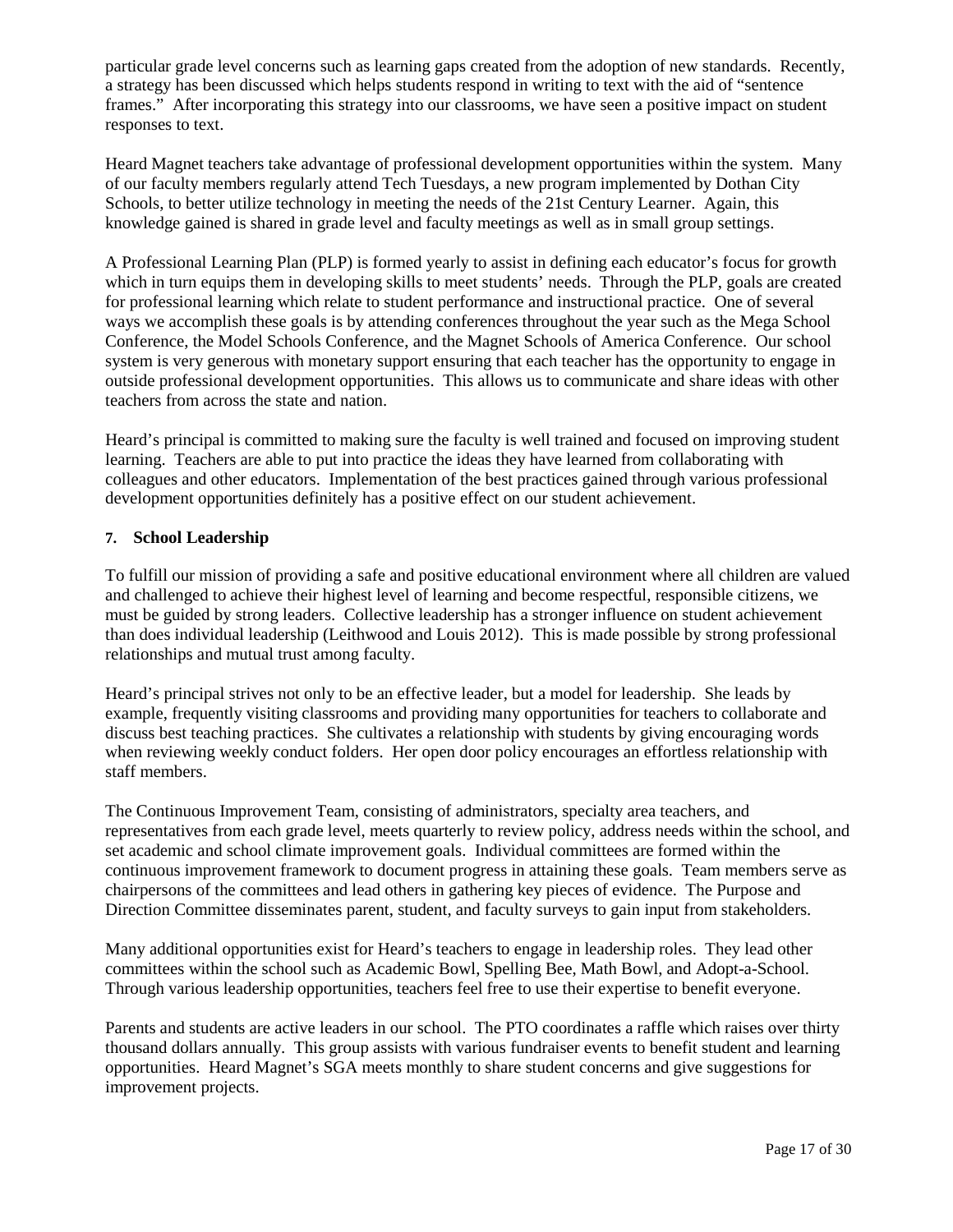particular grade level concerns such as learning gaps created from the adoption of new standards. Recently, a strategy has been discussed which helps students respond in writing to text with the aid of "sentence frames." After incorporating this strategy into our classrooms, we have seen a positive impact on student responses to text.

Heard Magnet teachers take advantage of professional development opportunities within the system. Many of our faculty members regularly attend Tech Tuesdays, a new program implemented by Dothan City Schools, to better utilize technology in meeting the needs of the 21st Century Learner. Again, this knowledge gained is shared in grade level and faculty meetings as well as in small group settings.

A Professional Learning Plan (PLP) is formed yearly to assist in defining each educator's focus for growth which in turn equips them in developing skills to meet students' needs. Through the PLP, goals are created for professional learning which relate to student performance and instructional practice. One of several ways we accomplish these goals is by attending conferences throughout the year such as the Mega School Conference, the Model Schools Conference, and the Magnet Schools of America Conference. Our school system is very generous with monetary support ensuring that each teacher has the opportunity to engage in outside professional development opportunities. This allows us to communicate and share ideas with other teachers from across the state and nation.

Heard's principal is committed to making sure the faculty is well trained and focused on improving student learning. Teachers are able to put into practice the ideas they have learned from collaborating with colleagues and other educators. Implementation of the best practices gained through various professional development opportunities definitely has a positive effect on our student achievement.

### 7. School Leadership

To fulfill our mission of providing a safe and positive educational environment where all children are valued and challenged to achieve their highest level of learning and become respectful, responsible citizens, we must be guided by strong leaders. Collective leadership has a stronger influence on student achievement than does individual leadership (Leithwood and Louis 2012). This is made possible by strong professional relationships and mutual trust among faculty.

Heard's principal strives not only to be an effective leader, but a model for leadership. She leads by example, frequently visiting classrooms and providing many opportunities for teachers to collaborate and discuss best teaching practices. She cultivates a relationship with students by giving encouraging words when reviewing weekly conduct folders. Her open door policy encourages an effortless relationship with staff members.

The Continuous Improvement Team, consisting of administrators, specialty area teachers, and representatives from each grade level, meets quarterly to review policy, address needs within the school, and set academic and school climate improvement goals. Individual committees are formed within the continuous improvement framework to document progress in attaining these goals. Team members serve as chairpersons of the committees and lead others in gathering key pieces of evidence. The Purpose and Direction Committee disseminates parent, student, and faculty surveys to gain input from stakeholders.

Many additional opportunities exist for Heard's teachers to engage in leadership roles. They lead other committees within the school such as Academic Bowl, Spelling Bee, Math Bowl, and Adopt-a-School. Through various leadership opportunities, teachers feel free to use their expertise to benefit everyone.

Parents and students are active leaders in our school. The PTO coordinates a raffle which raises over thirty thousand dollars annually. This group assists with various fundraiser events to benefit student and learning opportunities. Heard Magnet's SGA meets monthly to share student concerns and give suggestions for improvement projects.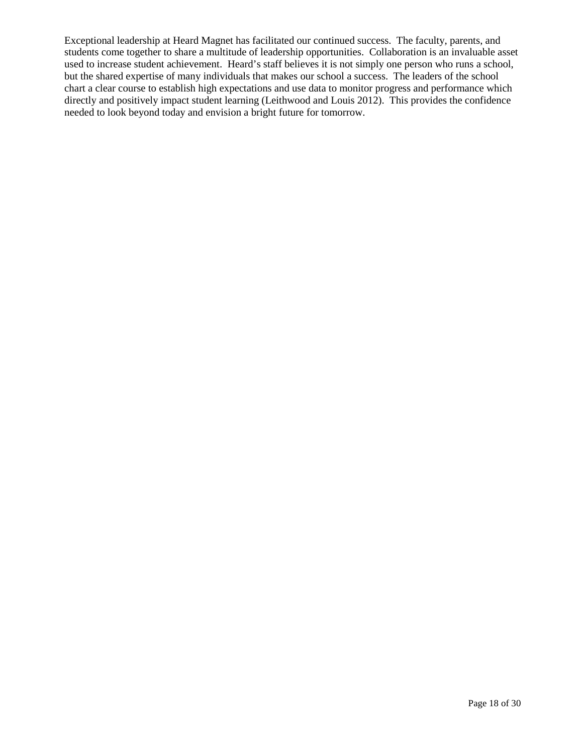Exceptional leadership at Heard Magnet has facilitated our continued success. The faculty, parents, and students come together to share a multitude of leadership opportunities. Collaboration is an invaluable asset used to increase student achievement. Heard's staff believes it is not simply one person who runs a school, but the shared expertise of many individuals that makes our school a success. The leaders of the school chart a clear course to establish high expectations and use data to monitor progress and performance which directly and positively impact student learning (Leithwood and Louis 2012). This provides the confidence needed to look beyond today and envision a bright future for tomorrow.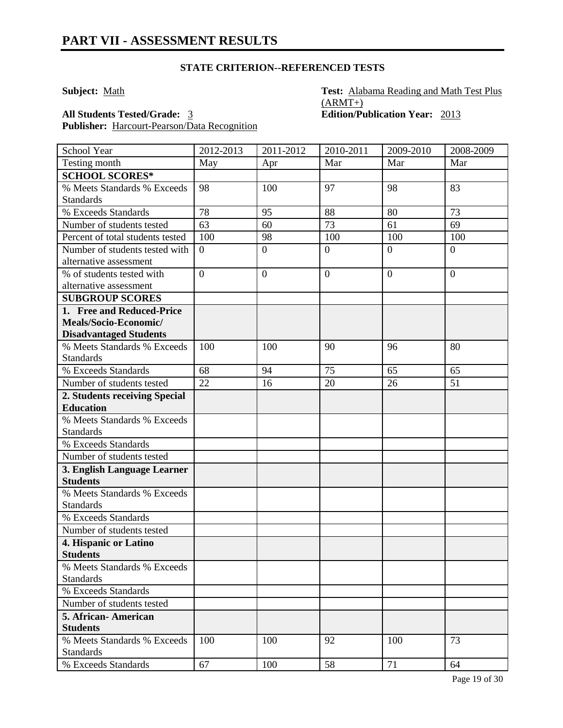# PART VII - ASSESSMENT RESULTS

### STATE CRITERION--REFERENCED TESTS

**Subject:** Math

**Test:** Alabama Reading and Math Test Plus (ARMT+)

**All Students Tested/Grade:** 3

**Edition/Publication Year:** 2013

**Publisher:** Harcourt-Pearson/Data Recognition

| School Year | 2012-2013 | 2011-2012 | 2010-2011 | 2009-2010 | 2008-2009 |
|---|---|---|---|---|---|
| Testing month | May | Apr | Mar | Mar | Mar |
| **SCHOOL SCORES*** | | | | | |
| % Meets Standards % Exceeds Standards | 98 | 100 | 97 | 98 | 83 |
| % Exceeds Standards | 78 | 95 | 88 | 80 | 73 |
| Number of students tested | 63 | 60 | 73 | 61 | 69 |
| Percent of total students tested | 100 | 98 | 100 | 100 | 100 |
| Number of students tested with alternative assessment | 0 | 0 | 0 | 0 | 0 |
| % of students tested with alternative assessment | 0 | 0 | 0 | 0 | 0 |
| **SUBGROUP SCORES** | | | | | |
| **1. Free and Reduced-Price Meals/Socio-Economic/ Disadvantaged Students** | | | | | |
| % Meets Standards % Exceeds Standards | 100 | 100 | 90 | 96 | 80 |
| % Exceeds Standards | 68 | 94 | 75 | 65 | 65 |
| Number of students tested | 22 | 16 | 20 | 26 | 51 |
| **2. Students receiving Special Education** | | | | | |
| % Meets Standards % Exceeds Standards | | | | | |
| % Exceeds Standards | | | | | |
| Number of students tested | | | | | |
| **3. English Language Learner Students** | | | | | |
| % Meets Standards % Exceeds Standards | | | | | |
| % Exceeds Standards | | | | | |
| Number of students tested | | | | | |
| **4. Hispanic or Latino Students** | | | | | |
| % Meets Standards % Exceeds Standards | | | | | |
| % Exceeds Standards | | | | | |
| Number of students tested | | | | | |
| **5. African- American Students** | | | | | |
| % Meets Standards % Exceeds Standards | 100 | 100 | 92 | 100 | 73 |
| % Exceeds Standards | 67 | 100 | 58 | 71 | 64 |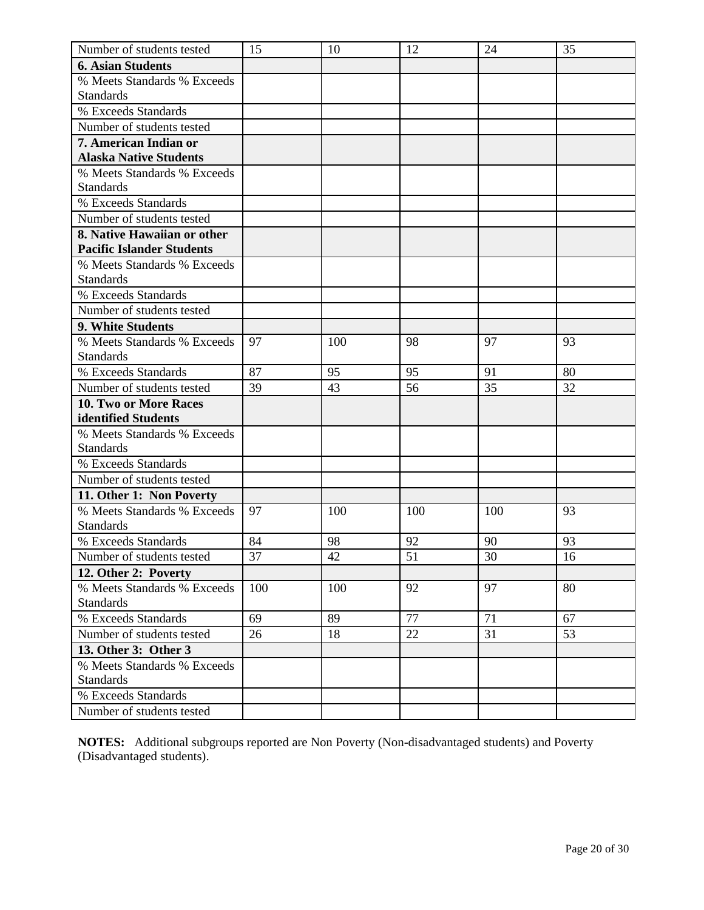| Number of students tested | 15 | 10 | 12 | 24 | 35 |
|---|---|---|---|---|---|
| **6. Asian Students** | | | | | |
| % Meets Standards % Exceeds Standards | | | | | |
| % Exceeds Standards | | | | | |
| Number of students tested | | | | | |
| **7. American Indian or Alaska Native Students** | | | | | |
| % Meets Standards % Exceeds Standards | | | | | |
| % Exceeds Standards | | | | | |
| Number of students tested | | | | | |
| **8. Native Hawaiian or other Pacific Islander Students** | | | | | |
| % Meets Standards % Exceeds Standards | | | | | |
| % Exceeds Standards | | | | | |
| Number of students tested | | | | | |
| **9. White Students** | | | | | |
| % Meets Standards % Exceeds Standards | 97 | 100 | 98 | 97 | 93 |
| % Exceeds Standards | 87 | 95 | 95 | 91 | 80 |
| Number of students tested | 39 | 43 | 56 | 35 | 32 |
| **10. Two or More Races identified Students** | | | | | |
| % Meets Standards % Exceeds Standards | | | | | |
| % Exceeds Standards | | | | | |
| Number of students tested | | | | | |
| **11. Other 1: Non Poverty** | | | | | |
| % Meets Standards % Exceeds Standards | 97 | 100 | 100 | 100 | 93 |
| % Exceeds Standards | 84 | 98 | 92 | 90 | 93 |
| Number of students tested | 37 | 42 | 51 | 30 | 16 |
| **12. Other 2: Poverty** | | | | | |
| % Meets Standards % Exceeds Standards | 100 | 100 | 92 | 97 | 80 |
| % Exceeds Standards | 69 | 89 | 77 | 71 | 67 |
| Number of students tested | 26 | 18 | 22 | 31 | 53 |
| **13. Other 3: Other 3** | | | | | |
| % Meets Standards % Exceeds Standards | | | | | |
| % Exceeds Standards | | | | | |
| Number of students tested | | | | | |

**NOTES:** Additional subgroups reported are Non Poverty (Non-disadvantaged students) and Poverty (Disadvantaged students).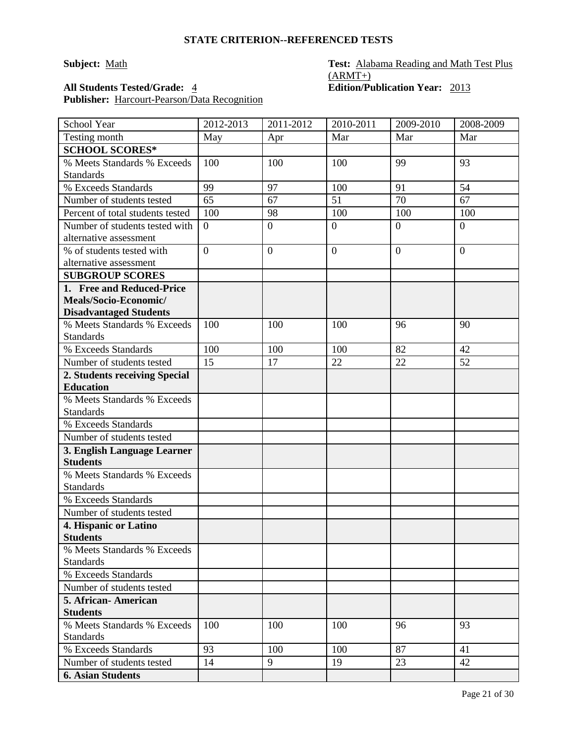**STATE CRITERION--REFERENCED TESTS**

**Subject:** Math

**Test:** Alabama Reading and Math Test Plus (ARMT+)

**All Students Tested/Grade:** 4

**Edition/Publication Year:** 2013

**Publisher:** Harcourt-Pearson/Data Recognition

| School Year | 2012-2013 | 2011-2012 | 2010-2011 | 2009-2010 | 2008-2009 |
|---|---|---|---|---|---|
| Testing month | May | Apr | Mar | Mar | Mar |
| **SCHOOL SCORES*** | | | | | |
| % Meets Standards % Exceeds Standards | 100 | 100 | 100 | 99 | 93 |
| % Exceeds Standards | 99 | 97 | 100 | 91 | 54 |
| Number of students tested | 65 | 67 | 51 | 70 | 67 |
| Percent of total students tested | 100 | 98 | 100 | 100 | 100 |
| Number of students tested with alternative assessment | 0 | 0 | 0 | 0 | 0 |
| % of students tested with alternative assessment | 0 | 0 | 0 | 0 | 0 |
| **SUBGROUP SCORES** | | | | | |
| **1. Free and Reduced-Price Meals/Socio-Economic/ Disadvantaged Students** | | | | | |
| % Meets Standards % Exceeds Standards | 100 | 100 | 100 | 96 | 90 |
| % Exceeds Standards | 100 | 100 | 100 | 82 | 42 |
| Number of students tested | 15 | 17 | 22 | 22 | 52 |
| **2. Students receiving Special Education** | | | | | |
| % Meets Standards % Exceeds Standards | | | | | |
| % Exceeds Standards | | | | | |
| Number of students tested | | | | | |
| **3. English Language Learner Students** | | | | | |
| % Meets Standards % Exceeds Standards | | | | | |
| % Exceeds Standards | | | | | |
| Number of students tested | | | | | |
| **4. Hispanic or Latino Students** | | | | | |
| % Meets Standards % Exceeds Standards | | | | | |
| % Exceeds Standards | | | | | |
| Number of students tested | | | | | |
| **5. African- American Students** | | | | | |
| % Meets Standards % Exceeds Standards | 100 | 100 | 100 | 96 | 93 |
| % Exceeds Standards | 93 | 100 | 100 | 87 | 41 |
| Number of students tested | 14 | 9 | 19 | 23 | 42 |
| **6. Asian Students** | | | | | |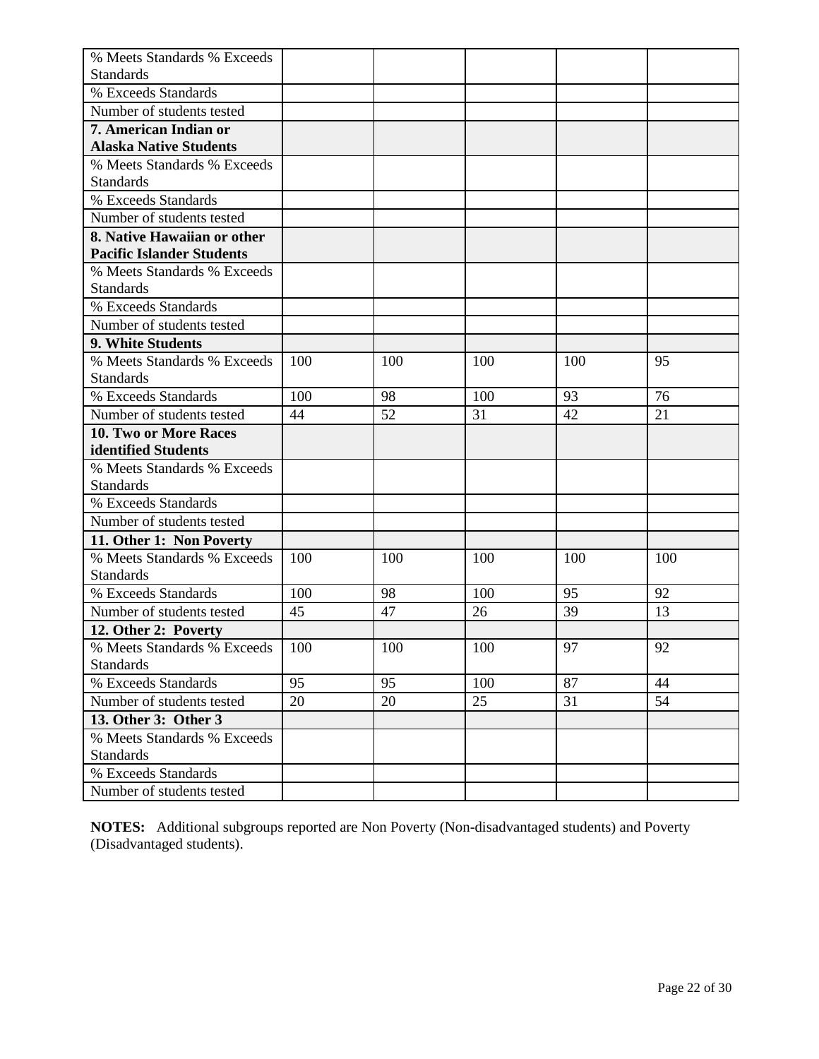| | | | | | |
|---|---|---|---|---|---|
| % Meets Standards % Exceeds Standards | | | | | |
| % Exceeds Standards | | | | | |
| Number of students tested | | | | | |
| **7. American Indian or Alaska Native Students** | | | | | |
| % Meets Standards % Exceeds Standards | | | | | |
| % Exceeds Standards | | | | | |
| Number of students tested | | | | | |
| **8. Native Hawaiian or other Pacific Islander Students** | | | | | |
| % Meets Standards % Exceeds Standards | | | | | |
| % Exceeds Standards | | | | | |
| Number of students tested | | | | | |
| **9. White Students** | | | | | |
| % Meets Standards % Exceeds Standards | 100 | 100 | 100 | 100 | 95 |
| % Exceeds Standards | 100 | 98 | 100 | 93 | 76 |
| Number of students tested | 44 | 52 | 31 | 42 | 21 |
| **10. Two or More Races identified Students** | | | | | |
| % Meets Standards % Exceeds Standards | | | | | |
| % Exceeds Standards | | | | | |
| Number of students tested | | | | | |
| **11. Other 1: Non Poverty** | | | | | |
| % Meets Standards % Exceeds Standards | 100 | 100 | 100 | 100 | 100 |
| % Exceeds Standards | 100 | 98 | 100 | 95 | 92 |
| Number of students tested | 45 | 47 | 26 | 39 | 13 |
| **12. Other 2: Poverty** | | | | | |
| % Meets Standards % Exceeds Standards | 100 | 100 | 100 | 97 | 92 |
| % Exceeds Standards | 95 | 95 | 100 | 87 | 44 |
| Number of students tested | 20 | 20 | 25 | 31 | 54 |
| **13. Other 3: Other 3** | | | | | |
| % Meets Standards % Exceeds Standards | | | | | |
| % Exceeds Standards | | | | | |
| Number of students tested | | | | | |

**NOTES:** Additional subgroups reported are Non Poverty (Non-disadvantaged students) and Poverty (Disadvantaged students).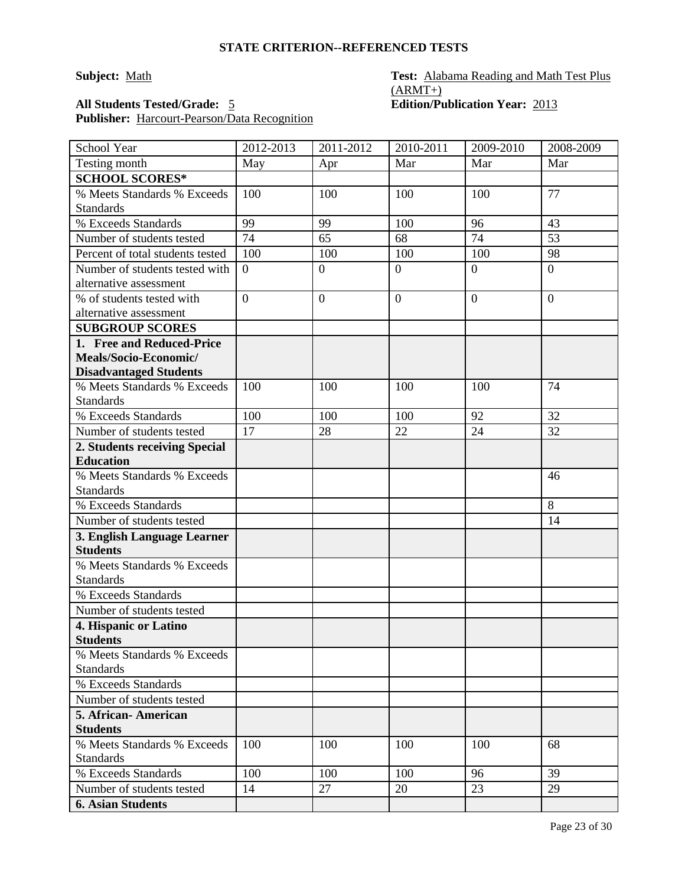## STATE CRITERION--REFERENCED TESTS

**Subject:** Math

**Test:** Alabama Reading and Math Test Plus (ARMT+)

**All Students Tested/Grade:** 5

**Edition/Publication Year:** 2013

**Publisher:** Harcourt-Pearson/Data Recognition

| School Year | 2012-2013 | 2011-2012 | 2010-2011 | 2009-2010 | 2008-2009 |
|---|---|---|---|---|---|
| Testing month | May | Apr | Mar | Mar | Mar |
| **SCHOOL SCORES*** | | | | | |
| % Meets Standards % Exceeds Standards | 100 | 100 | 100 | 100 | 77 |
| % Exceeds Standards | 99 | 99 | 100 | 96 | 43 |
| Number of students tested | 74 | 65 | 68 | 74 | 53 |
| Percent of total students tested | 100 | 100 | 100 | 100 | 98 |
| Number of students tested with alternative assessment | 0 | 0 | 0 | 0 | 0 |
| % of students tested with alternative assessment | 0 | 0 | 0 | 0 | 0 |
| **SUBGROUP SCORES** | | | | | |
| **1. Free and Reduced-Price Meals/Socio-Economic/ Disadvantaged Students** | | | | | |
| % Meets Standards % Exceeds Standards | 100 | 100 | 100 | 100 | 74 |
| % Exceeds Standards | 100 | 100 | 100 | 92 | 32 |
| Number of students tested | 17 | 28 | 22 | 24 | 32 |
| **2. Students receiving Special Education** | | | | | |
| % Meets Standards % Exceeds Standards | | | | | 46 |
| % Exceeds Standards | | | | | 8 |
| Number of students tested | | | | | 14 |
| **3. English Language Learner Students** | | | | | |
| % Meets Standards % Exceeds Standards | | | | | |
| % Exceeds Standards | | | | | |
| Number of students tested | | | | | |
| **4. Hispanic or Latino Students** | | | | | |
| % Meets Standards % Exceeds Standards | | | | | |
| % Exceeds Standards | | | | | |
| Number of students tested | | | | | |
| **5. African- American Students** | | | | | |
| % Meets Standards % Exceeds Standards | 100 | 100 | 100 | 100 | 68 |
| % Exceeds Standards | 100 | 100 | 100 | 96 | 39 |
| Number of students tested | 14 | 27 | 20 | 23 | 29 |
| **6. Asian Students** | | | | | |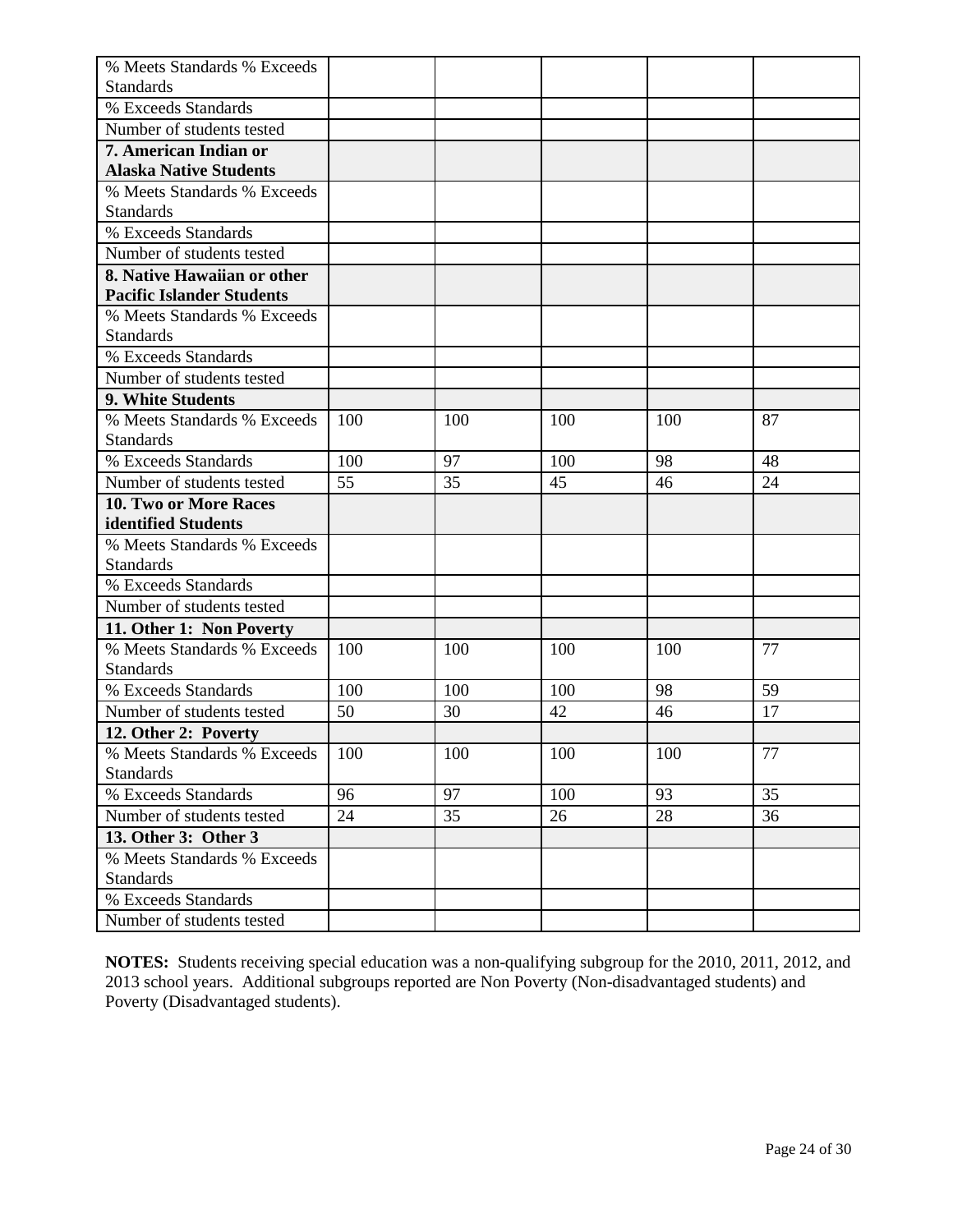| | | | | | |
|---|---|---|---|---|---|
| % Meets Standards % Exceeds Standards | | | | | |
| % Exceeds Standards | | | | | |
| Number of students tested | | | | | |
| **7. American Indian or Alaska Native Students** | | | | | |
| % Meets Standards % Exceeds Standards | | | | | |
| % Exceeds Standards | | | | | |
| Number of students tested | | | | | |
| **8. Native Hawaiian or other Pacific Islander Students** | | | | | |
| % Meets Standards % Exceeds Standards | | | | | |
| % Exceeds Standards | | | | | |
| Number of students tested | | | | | |
| **9. White Students** | | | | | |
| % Meets Standards % Exceeds Standards | 100 | 100 | 100 | 100 | 87 |
| % Exceeds Standards | 100 | 97 | 100 | 98 | 48 |
| Number of students tested | 55 | 35 | 45 | 46 | 24 |
| **10. Two or More Races identified Students** | | | | | |
| % Meets Standards % Exceeds Standards | | | | | |
| % Exceeds Standards | | | | | |
| Number of students tested | | | | | |
| **11. Other 1: Non Poverty** | | | | | |
| % Meets Standards % Exceeds Standards | 100 | 100 | 100 | 100 | 77 |
| % Exceeds Standards | 100 | 100 | 100 | 98 | 59 |
| Number of students tested | 50 | 30 | 42 | 46 | 17 |
| **12. Other 2: Poverty** | | | | | |
| % Meets Standards % Exceeds Standards | 100 | 100 | 100 | 100 | 77 |
| % Exceeds Standards | 96 | 97 | 100 | 93 | 35 |
| Number of students tested | 24 | 35 | 26 | 28 | 36 |
| **13. Other 3: Other 3** | | | | | |
| % Meets Standards % Exceeds Standards | | | | | |
| % Exceeds Standards | | | | | |
| Number of students tested | | | | | |

**NOTES:** Students receiving special education was a non-qualifying subgroup for the 2010, 2011, 2012, and 2013 school years. Additional subgroups reported are Non Poverty (Non-disadvantaged students) and Poverty (Disadvantaged students).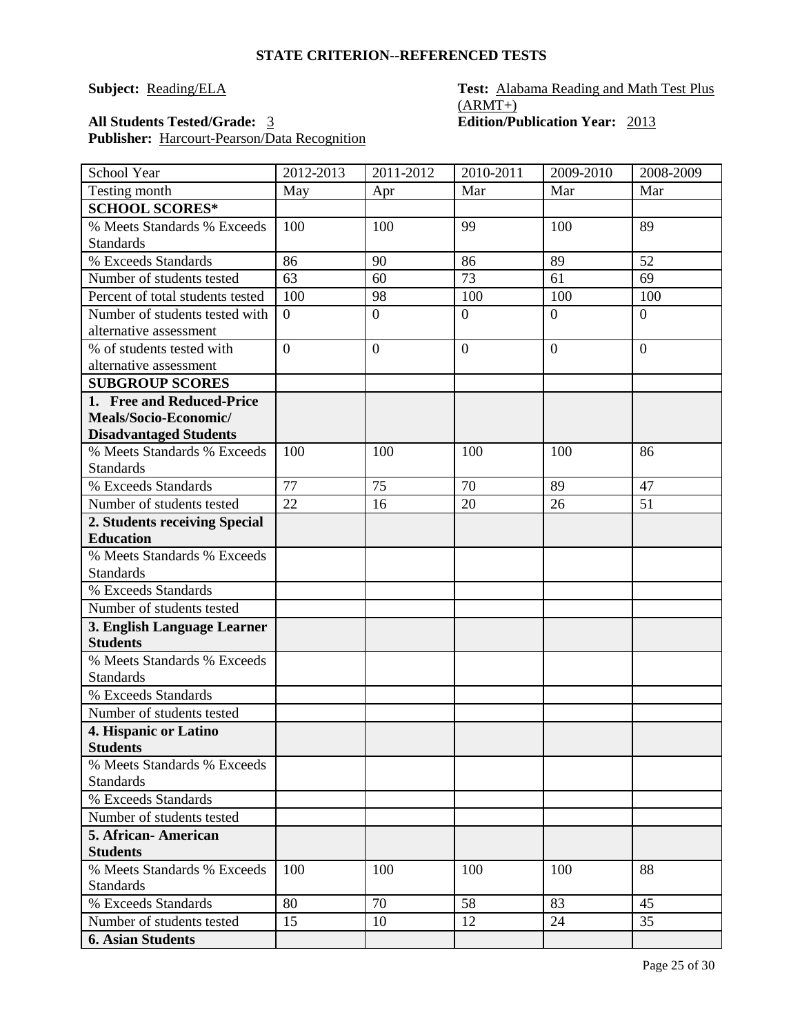**STATE CRITERION--REFERENCED TESTS**

**Subject:** Reading/ELA

**Test:** Alabama Reading and Math Test Plus (ARMT+)

**All Students Tested/Grade:** 3

**Edition/Publication Year:** 2013

**Publisher:** Harcourt-Pearson/Data Recognition

| School Year | 2012-2013 | 2011-2012 | 2010-2011 | 2009-2010 | 2008-2009 |
|---|---|---|---|---|---|
| Testing month | May | Apr | Mar | Mar | Mar |
| **SCHOOL SCORES*** | | | | | |
| % Meets Standards % Exceeds Standards | 100 | 100 | 99 | 100 | 89 |
| % Exceeds Standards | 86 | 90 | 86 | 89 | 52 |
| Number of students tested | 63 | 60 | 73 | 61 | 69 |
| Percent of total students tested | 100 | 98 | 100 | 100 | 100 |
| Number of students tested with alternative assessment | 0 | 0 | 0 | 0 | 0 |
| % of students tested with alternative assessment | 0 | 0 | 0 | 0 | 0 |
| **SUBGROUP SCORES** | | | | | |
| **1. Free and Reduced-Price Meals/Socio-Economic/ Disadvantaged Students** | | | | | |
| % Meets Standards % Exceeds Standards | 100 | 100 | 100 | 100 | 86 |
| % Exceeds Standards | 77 | 75 | 70 | 89 | 47 |
| Number of students tested | 22 | 16 | 20 | 26 | 51 |
| **2. Students receiving Special Education** | | | | | |
| % Meets Standards % Exceeds Standards | | | | | |
| % Exceeds Standards | | | | | |
| Number of students tested | | | | | |
| **3. English Language Learner Students** | | | | | |
| % Meets Standards % Exceeds Standards | | | | | |
| % Exceeds Standards | | | | | |
| Number of students tested | | | | | |
| **4. Hispanic or Latino Students** | | | | | |
| % Meets Standards % Exceeds Standards | | | | | |
| % Exceeds Standards | | | | | |
| Number of students tested | | | | | |
| **5. African- American Students** | | | | | |
| % Meets Standards % Exceeds Standards | 100 | 100 | 100 | 100 | 88 |
| % Exceeds Standards | 80 | 70 | 58 | 83 | 45 |
| Number of students tested | 15 | 10 | 12 | 24 | 35 |
| **6. Asian Students** | | | | | |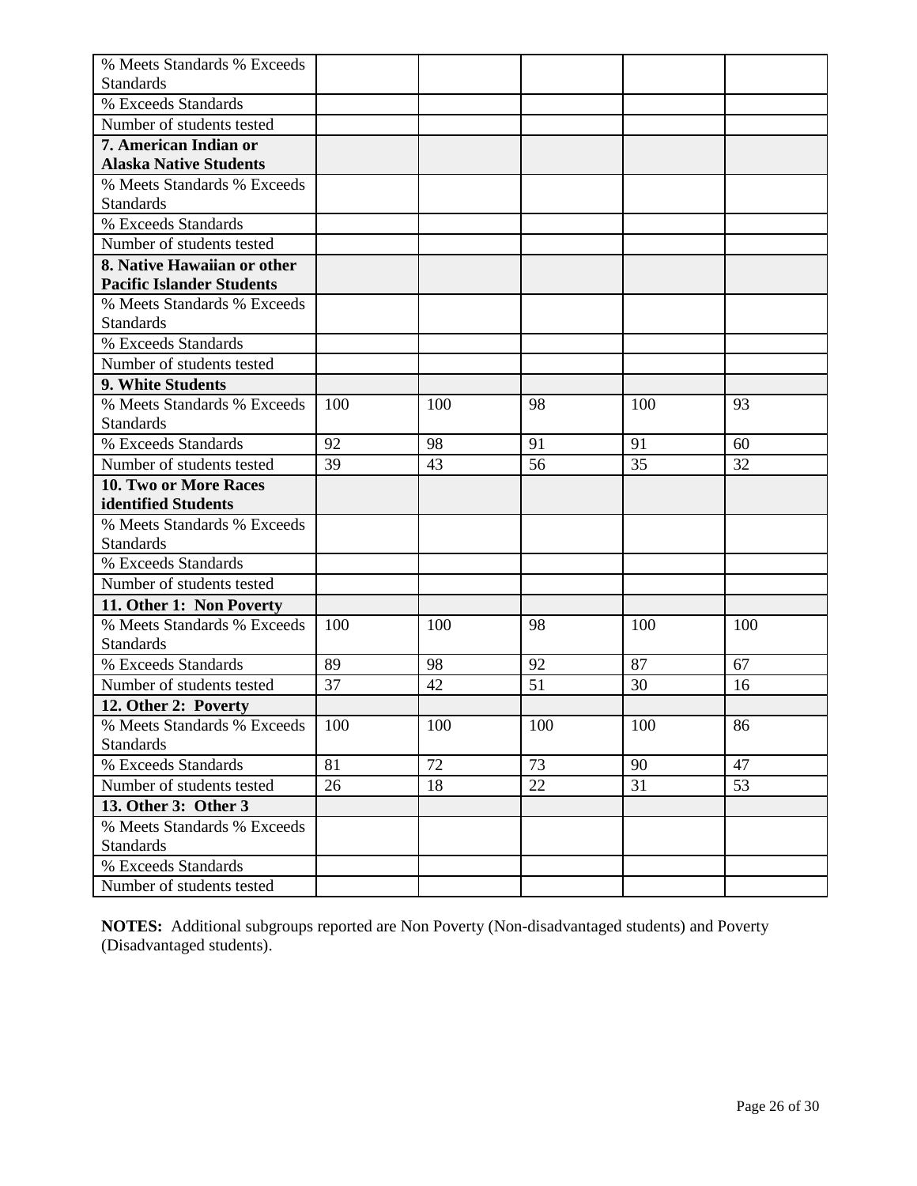| % Meets Standards % Exceeds Standards | | | | | |
|---|---|---|---|---|---|
| % Exceeds Standards | | | | | |
| Number of students tested | | | | | |
| **7. American Indian or Alaska Native Students** | | | | | |
| % Meets Standards % Exceeds Standards | | | | | |
| % Exceeds Standards | | | | | |
| Number of students tested | | | | | |
| **8. Native Hawaiian or other Pacific Islander Students** | | | | | |
| % Meets Standards % Exceeds Standards | | | | | |
| % Exceeds Standards | | | | | |
| Number of students tested | | | | | |
| **9. White Students** | | | | | |
| % Meets Standards % Exceeds Standards | 100 | 100 | 98 | 100 | 93 |
| % Exceeds Standards | 92 | 98 | 91 | 91 | 60 |
| Number of students tested | 39 | 43 | 56 | 35 | 32 |
| **10. Two or More Races identified Students** | | | | | |
| % Meets Standards % Exceeds Standards | | | | | |
| % Exceeds Standards | | | | | |
| Number of students tested | | | | | |
| **11. Other 1: Non Poverty** | | | | | |
| % Meets Standards % Exceeds Standards | 100 | 100 | 98 | 100 | 100 |
| % Exceeds Standards | 89 | 98 | 92 | 87 | 67 |
| Number of students tested | 37 | 42 | 51 | 30 | 16 |
| **12. Other 2: Poverty** | | | | | |
| % Meets Standards % Exceeds Standards | 100 | 100 | 100 | 100 | 86 |
| % Exceeds Standards | 81 | 72 | 73 | 90 | 47 |
| Number of students tested | 26 | 18 | 22 | 31 | 53 |
| **13. Other 3: Other 3** | | | | | |
| % Meets Standards % Exceeds Standards | | | | | |
| % Exceeds Standards | | | | | |
| Number of students tested | | | | | |

**NOTES:** Additional subgroups reported are Non Poverty (Non-disadvantaged students) and Poverty (Disadvantaged students).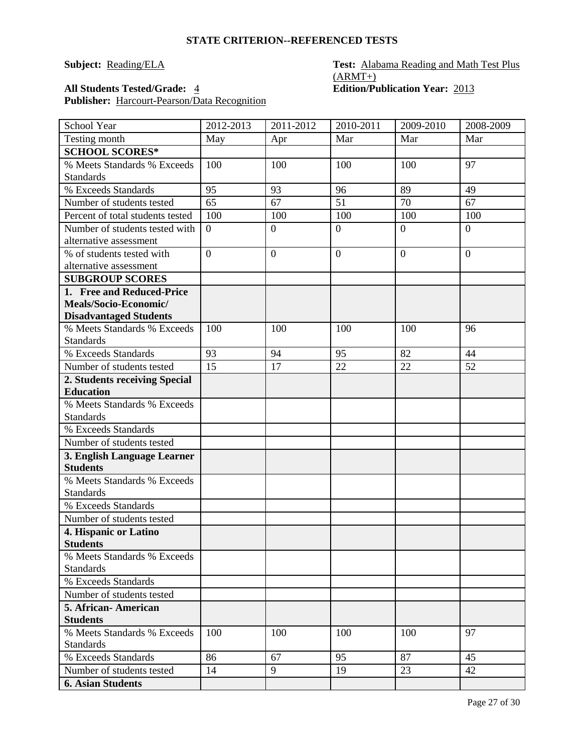## STATE CRITERION--REFERENCED TESTS

**Subject:** Reading/ELA

**Test:** Alabama Reading and Math Test Plus (ARMT+)

**All Students Tested/Grade:** 4

**Edition/Publication Year:** 2013

**Publisher:** Harcourt-Pearson/Data Recognition

| School Year | 2012-2013 | 2011-2012 | 2010-2011 | 2009-2010 | 2008-2009 |
|---|---|---|---|---|---|
| Testing month | May | Apr | Mar | Mar | Mar |
| **SCHOOL SCORES*** | | | | | |
| % Meets Standards % Exceeds Standards | 100 | 100 | 100 | 100 | 97 |
| % Exceeds Standards | 95 | 93 | 96 | 89 | 49 |
| Number of students tested | 65 | 67 | 51 | 70 | 67 |
| Percent of total students tested | 100 | 100 | 100 | 100 | 100 |
| Number of students tested with alternative assessment | 0 | 0 | 0 | 0 | 0 |
| % of students tested with alternative assessment | 0 | 0 | 0 | 0 | 0 |
| **SUBGROUP SCORES** | | | | | |
| **1. Free and Reduced-Price Meals/Socio-Economic/ Disadvantaged Students** | | | | | |
| % Meets Standards % Exceeds Standards | 100 | 100 | 100 | 100 | 96 |
| % Exceeds Standards | 93 | 94 | 95 | 82 | 44 |
| Number of students tested | 15 | 17 | 22 | 22 | 52 |
| **2. Students receiving Special Education** | | | | | |
| % Meets Standards % Exceeds Standards | | | | | |
| % Exceeds Standards | | | | | |
| Number of students tested | | | | | |
| **3. English Language Learner Students** | | | | | |
| % Meets Standards % Exceeds Standards | | | | | |
| % Exceeds Standards | | | | | |
| Number of students tested | | | | | |
| **4. Hispanic or Latino Students** | | | | | |
| % Meets Standards % Exceeds Standards | | | | | |
| % Exceeds Standards | | | | | |
| Number of students tested | | | | | |
| **5. African- American Students** | | | | | |
| % Meets Standards % Exceeds Standards | 100 | 100 | 100 | 100 | 97 |
| % Exceeds Standards | 86 | 67 | 95 | 87 | 45 |
| Number of students tested | 14 | 9 | 19 | 23 | 42 |
| **6. Asian Students** | | | | | |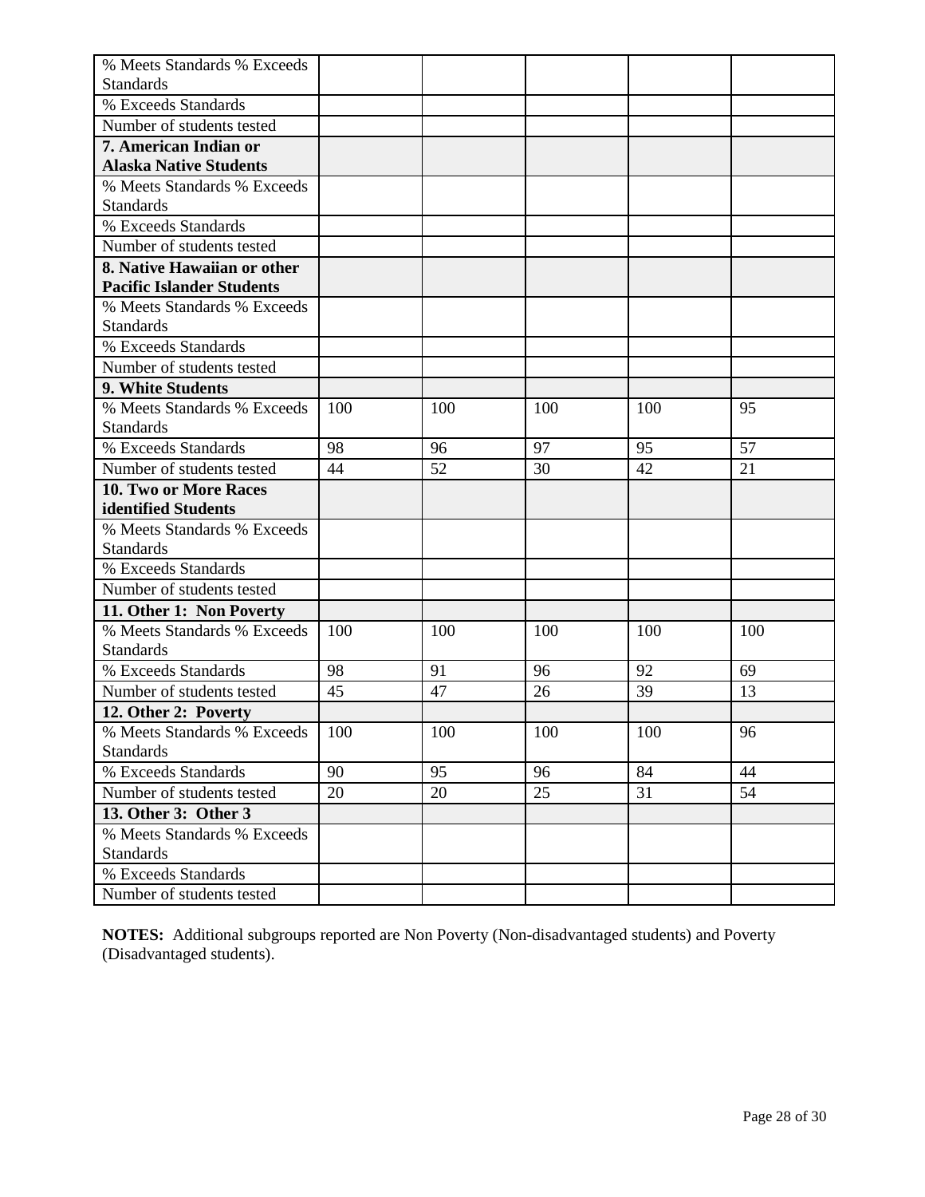| % Meets Standards % Exceeds Standards | | | | | |
|---|---|---|---|---|---|
| % Exceeds Standards | | | | | |
| Number of students tested | | | | | |
| **7. American Indian or Alaska Native Students** | | | | | |
| % Meets Standards % Exceeds Standards | | | | | |
| % Exceeds Standards | | | | | |
| Number of students tested | | | | | |
| **8. Native Hawaiian or other Pacific Islander Students** | | | | | |
| % Meets Standards % Exceeds Standards | | | | | |
| % Exceeds Standards | | | | | |
| Number of students tested | | | | | |
| **9. White Students** | | | | | |
| % Meets Standards % Exceeds Standards | 100 | 100 | 100 | 100 | 95 |
| % Exceeds Standards | 98 | 96 | 97 | 95 | 57 |
| Number of students tested | 44 | 52 | 30 | 42 | 21 |
| **10. Two or More Races identified Students** | | | | | |
| % Meets Standards % Exceeds Standards | | | | | |
| % Exceeds Standards | | | | | |
| Number of students tested | | | | | |
| **11. Other 1: Non Poverty** | | | | | |
| % Meets Standards % Exceeds Standards | 100 | 100 | 100 | 100 | 100 |
| % Exceeds Standards | 98 | 91 | 96 | 92 | 69 |
| Number of students tested | 45 | 47 | 26 | 39 | 13 |
| **12. Other 2: Poverty** | | | | | |
| % Meets Standards % Exceeds Standards | 100 | 100 | 100 | 100 | 96 |
| % Exceeds Standards | 90 | 95 | 96 | 84 | 44 |
| Number of students tested | 20 | 20 | 25 | 31 | 54 |
| **13. Other 3: Other 3** | | | | | |
| % Meets Standards % Exceeds Standards | | | | | |
| % Exceeds Standards | | | | | |
| Number of students tested | | | | | |

**NOTES:** Additional subgroups reported are Non Poverty (Non-disadvantaged students) and Poverty (Disadvantaged students).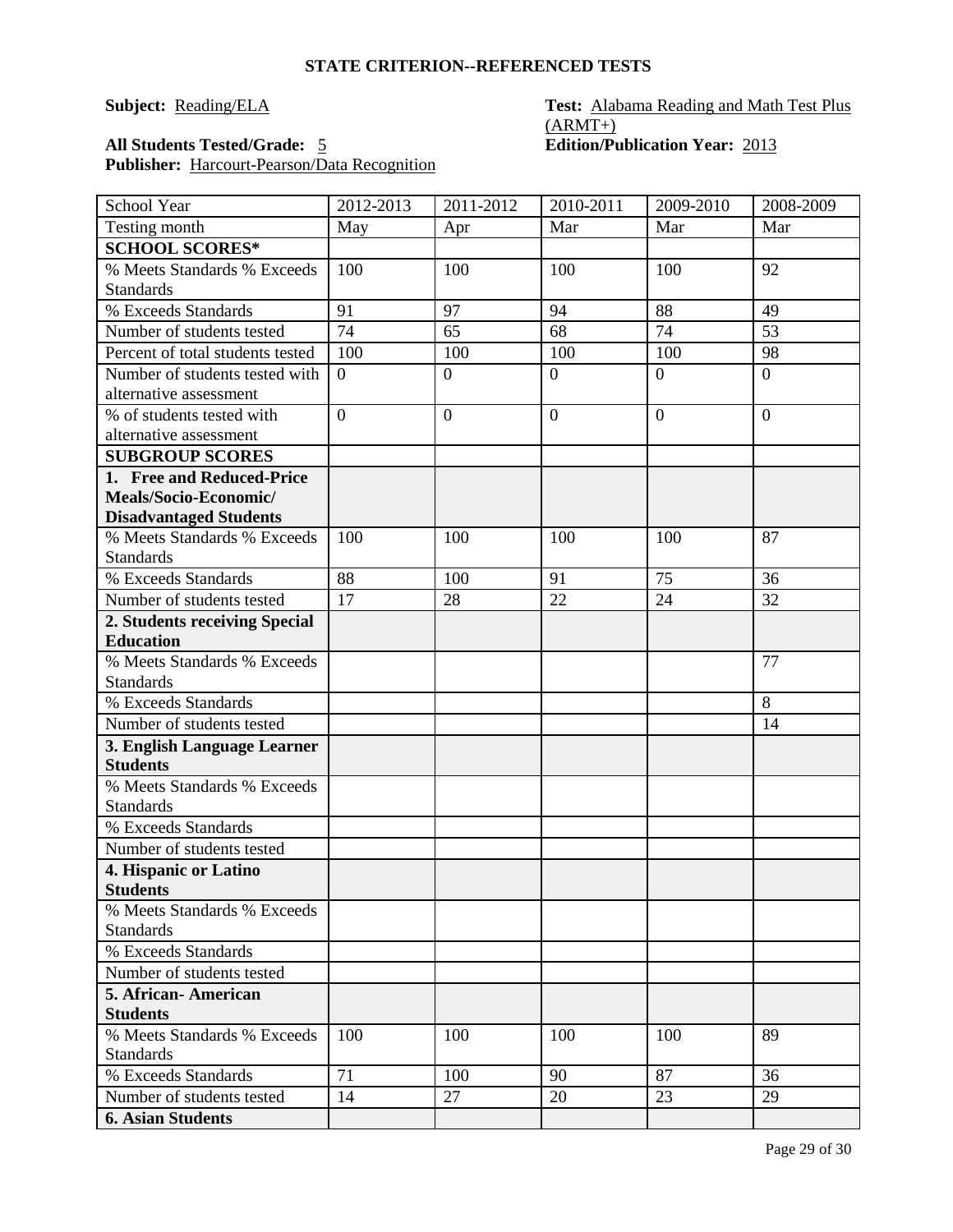**STATE CRITERION--REFERENCED TESTS**

**Subject:** Reading/ELA

**Test:** Alabama Reading and Math Test Plus (ARMT+)

**All Students Tested/Grade:** 5

**Edition/Publication Year:** 2013

**Publisher:** Harcourt-Pearson/Data Recognition

| School Year | 2012-2013 | 2011-2012 | 2010-2011 | 2009-2010 | 2008-2009 |
|---|---|---|---|---|---|
| Testing month | May | Apr | Mar | Mar | Mar |
| **SCHOOL SCORES*** | | | | | |
| % Meets Standards % Exceeds Standards | 100 | 100 | 100 | 100 | 92 |
| % Exceeds Standards | 91 | 97 | 94 | 88 | 49 |
| Number of students tested | 74 | 65 | 68 | 74 | 53 |
| Percent of total students tested | 100 | 100 | 100 | 100 | 98 |
| Number of students tested with alternative assessment | 0 | 0 | 0 | 0 | 0 |
| % of students tested with alternative assessment | 0 | 0 | 0 | 0 | 0 |
| **SUBGROUP SCORES** | | | | | |
| **1. Free and Reduced-Price Meals/Socio-Economic/ Disadvantaged Students** | | | | | |
| % Meets Standards % Exceeds Standards | 100 | 100 | 100 | 100 | 87 |
| % Exceeds Standards | 88 | 100 | 91 | 75 | 36 |
| Number of students tested | 17 | 28 | 22 | 24 | 32 |
| **2. Students receiving Special Education** | | | | | |
| % Meets Standards % Exceeds Standards | | | | | 77 |
| % Exceeds Standards | | | | | 8 |
| Number of students tested | | | | | 14 |
| **3. English Language Learner Students** | | | | | |
| % Meets Standards % Exceeds Standards | | | | | |
| % Exceeds Standards | | | | | |
| Number of students tested | | | | | |
| **4. Hispanic or Latino Students** | | | | | |
| % Meets Standards % Exceeds Standards | | | | | |
| % Exceeds Standards | | | | | |
| Number of students tested | | | | | |
| **5. African- American Students** | | | | | |
| % Meets Standards % Exceeds Standards | 100 | 100 | 100 | 100 | 89 |
| % Exceeds Standards | 71 | 100 | 90 | 87 | 36 |
| Number of students tested | 14 | 27 | 20 | 23 | 29 |
| **6. Asian Students** | | | | | |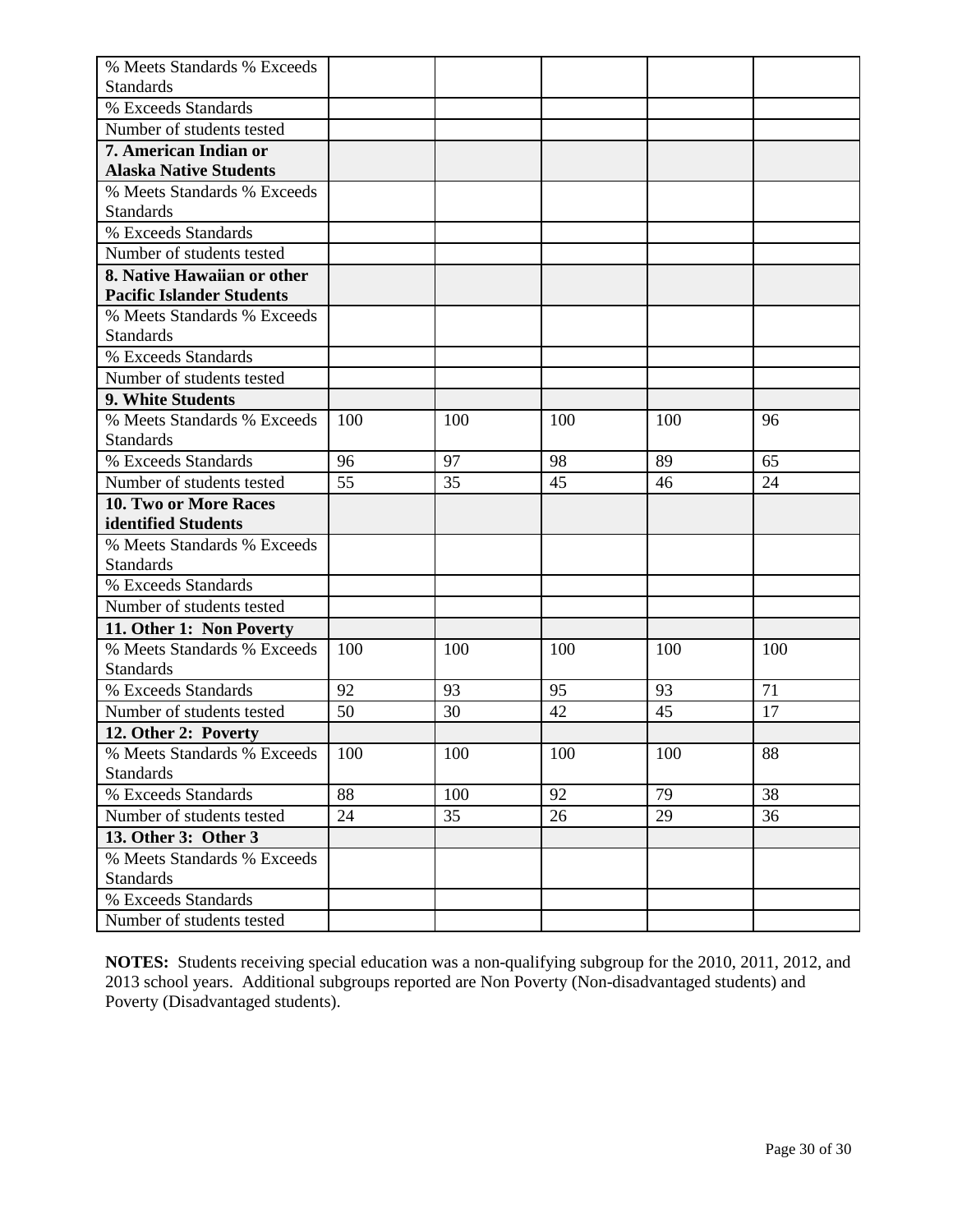| | | | | | |
|---|---|---|---|---|---|
| % Meets Standards % Exceeds Standards | | | | | |
| % Exceeds Standards | | | | | |
| Number of students tested | | | | | |
| **7. American Indian or Alaska Native Students** | | | | | |
| % Meets Standards % Exceeds Standards | | | | | |
| % Exceeds Standards | | | | | |
| Number of students tested | | | | | |
| **8. Native Hawaiian or other Pacific Islander Students** | | | | | |
| % Meets Standards % Exceeds Standards | | | | | |
| % Exceeds Standards | | | | | |
| Number of students tested | | | | | |
| **9. White Students** | | | | | |
| % Meets Standards % Exceeds Standards | 100 | 100 | 100 | 100 | 96 |
| % Exceeds Standards | 96 | 97 | 98 | 89 | 65 |
| Number of students tested | 55 | 35 | 45 | 46 | 24 |
| **10. Two or More Races identified Students** | | | | | |
| % Meets Standards % Exceeds Standards | | | | | |
| % Exceeds Standards | | | | | |
| Number of students tested | | | | | |
| **11. Other 1: Non Poverty** | | | | | |
| % Meets Standards % Exceeds Standards | 100 | 100 | 100 | 100 | 100 |
| % Exceeds Standards | 92 | 93 | 95 | 93 | 71 |
| Number of students tested | 50 | 30 | 42 | 45 | 17 |
| **12. Other 2: Poverty** | | | | | |
| % Meets Standards % Exceeds Standards | 100 | 100 | 100 | 100 | 88 |
| % Exceeds Standards | 88 | 100 | 92 | 79 | 38 |
| Number of students tested | 24 | 35 | 26 | 29 | 36 |
| **13. Other 3: Other 3** | | | | | |
| % Meets Standards % Exceeds Standards | | | | | |
| % Exceeds Standards | | | | | |
| Number of students tested | | | | | |

**NOTES:** Students receiving special education was a non-qualifying subgroup for the 2010, 2011, 2012, and 2013 school years. Additional subgroups reported are Non Poverty (Non-disadvantaged students) and Poverty (Disadvantaged students).